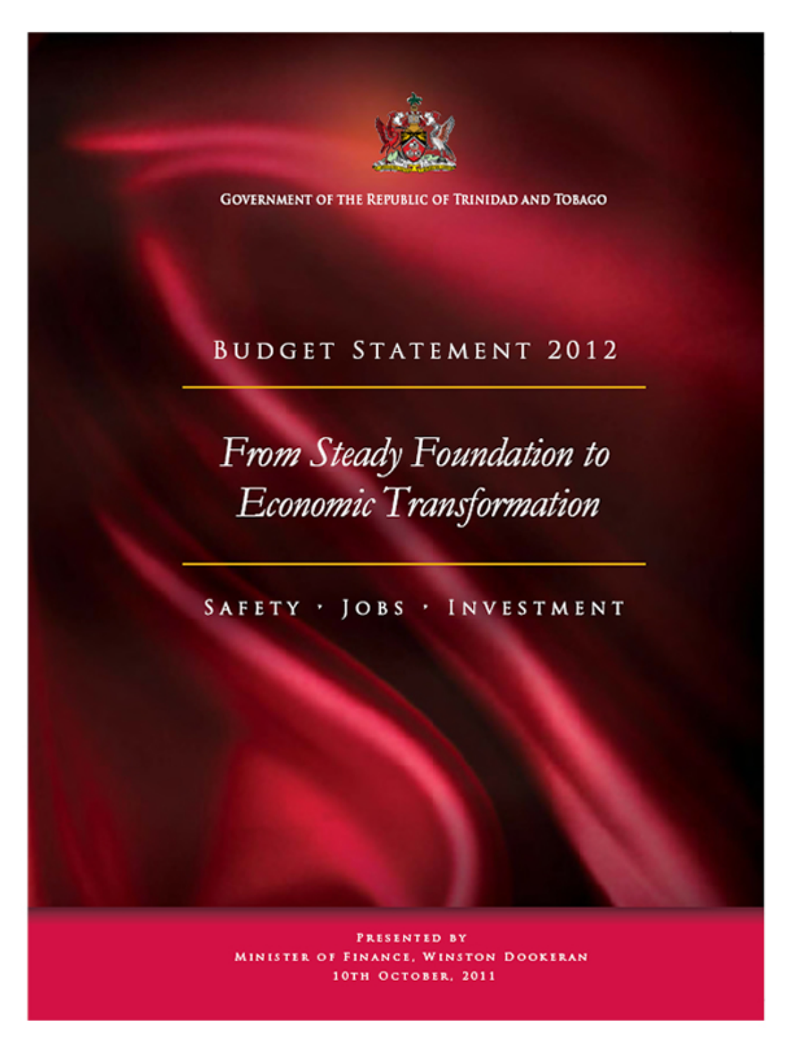Government of the Republic of Trinidad and Tobago

# Budget Statement 2012

## *From Steady Foundation to Economic Transformation*

Safety · Jobs · Investment

Presented by
Minister of Finance, Winston Dookeran
10th October, 2011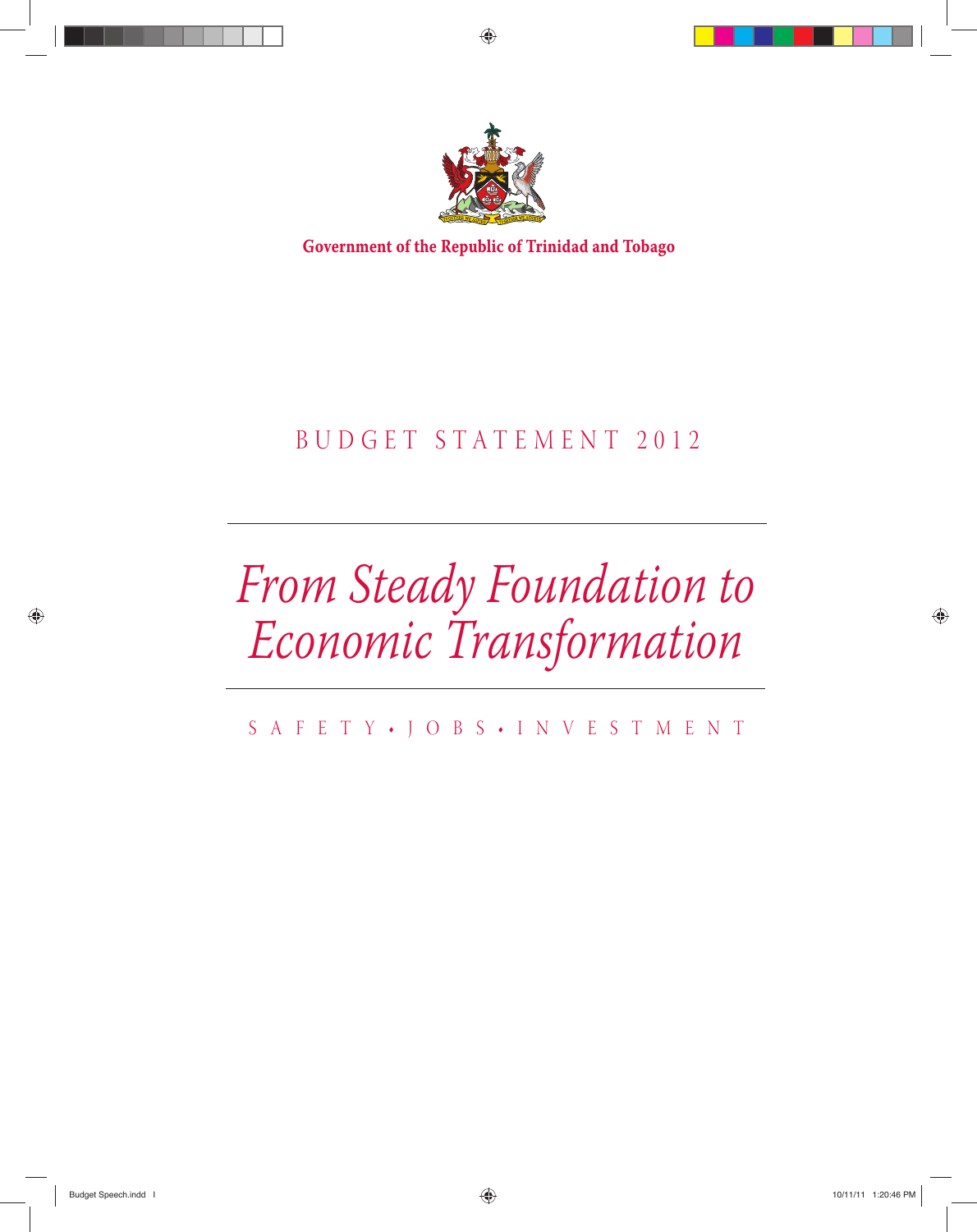Government of the Republic of Trinidad and Tobago

# BUDGET STATEMENT 2012

## *From Steady Foundation to Economic Transformation*

SAFETY • JOBS • INVESTMENT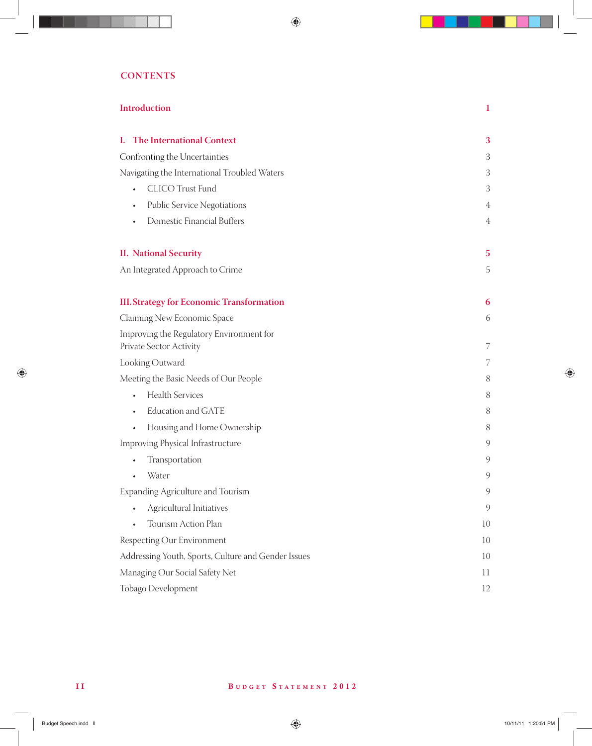# CONTENTS

| | |
|---|---|
| **Introduction** | **1** |
| **I. The International Context** | **3** |
| Confronting the Uncertainties | 3 |
| Navigating the International Troubled Waters | 3 |
| • CLICO Trust Fund | 3 |
| • Public Service Negotiations | 4 |
| • Domestic Financial Buffers | 4 |
| **II. National Security** | **5** |
| An Integrated Approach to Crime | 5 |
| **III. Strategy for Economic Transformation** | **6** |
| Claiming New Economic Space | 6 |
| Improving the Regulatory Environment for Private Sector Activity | 7 |
| Looking Outward | 7 |
| Meeting the Basic Needs of Our People | 8 |
| • Health Services | 8 |
| • Education and GATE | 8 |
| • Housing and Home Ownership | 8 |
| Improving Physical Infrastructure | 9 |
| • Transportation | 9 |
| • Water | 9 |
| Expanding Agriculture and Tourism | 9 |
| • Agricultural Initiatives | 9 |
| • Tourism Action Plan | 10 |
| Respecting Our Environment | 10 |
| Addressing Youth, Sports, Culture and Gender Issues | 10 |
| Managing Our Social Safety Net | 11 |
| Tobago Development | 12 |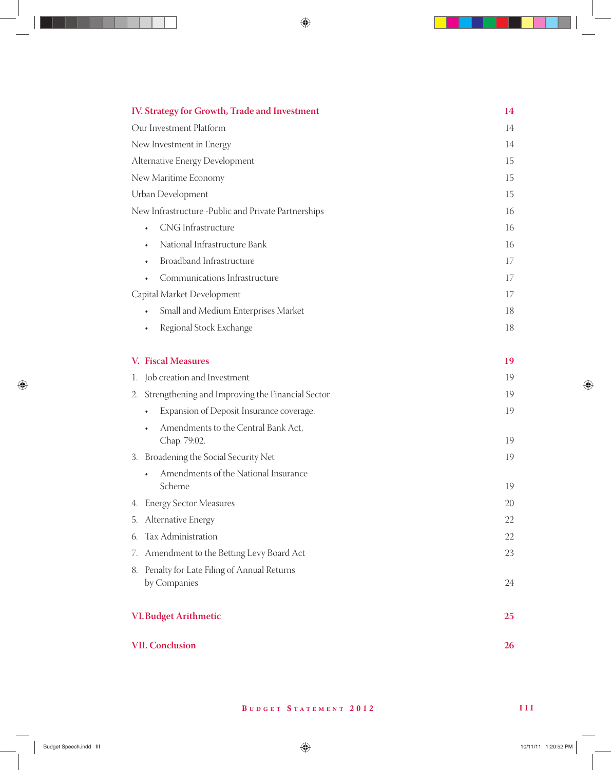| | |
|---|---|
| **IV. Strategy for Growth, Trade and Investment** | **14** |
| Our Investment Platform | 14 |
| New Investment in Energy | 14 |
| Alternative Energy Development | 15 |
| New Maritime Economy | 15 |
| Urban Development | 15 |
| New Infrastructure -Public and Private Partnerships | 16 |
| • CNG Infrastructure | 16 |
| • National Infrastructure Bank | 16 |
| • Broadband Infrastructure | 17 |
| • Communications Infrastructure | 17 |
| Capital Market Development | 17 |
| • Small and Medium Enterprises Market | 18 |
| • Regional Stock Exchange | 18 |
| **V. Fiscal Measures** | **19** |
| 1. Job creation and Investment | 19 |
| 2. Strengthening and Improving the Financial Sector | 19 |
| • Expansion of Deposit Insurance coverage. | 19 |
| • Amendments to the Central Bank Act, Chap. 79:02. | 19 |
| 3. Broadening the Social Security Net | 19 |
| • Amendments of the National Insurance Scheme | 19 |
| 4. Energy Sector Measures | 20 |
| 5. Alternative Energy | 22 |
| 6. Tax Administration | 22 |
| 7. Amendment to the Betting Levy Board Act | 23 |
| 8. Penalty for Late Filing of Annual Returns by Companies | 24 |
| **VI. Budget Arithmetic** | **25** |
| **VII. Conclusion** | **26** |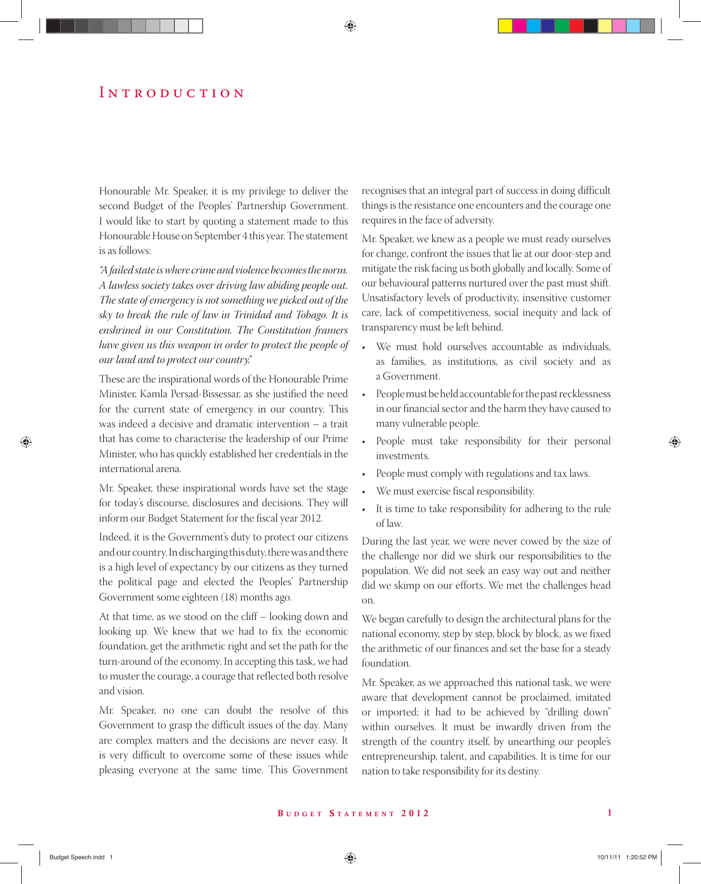# Introduction

Honourable Mr. Speaker, it is my privilege to deliver the second Budget of the Peoples' Partnership Government. I would like to start by quoting a statement made to this Honourable House on September 4 this year. The statement is as follows:

*"A failed state is where crime and violence becomes the norm. A lawless society takes over driving law abiding people out. The state of emergency is not something we picked out of the sky to break the rule of law in Trinidad and Tobago. It is enshrined in our Constitution. The Constitution framers have given us this weapon in order to protect the people of our land and to protect our country."*

These are the inspirational words of the Honourable Prime Minister, Kamla Persad-Bissessar, as she justified the need for the current state of emergency in our country. This was indeed a decisive and dramatic intervention – a trait that has come to characterise the leadership of our Prime Minister, who has quickly established her credentials in the international arena.

Mr. Speaker, these inspirational words have set the stage for today's discourse, disclosures and decisions. They will inform our Budget Statement for the fiscal year 2012.

Indeed, it is the Government's duty to protect our citizens and our country. In discharging this duty, there was and there is a high level of expectancy by our citizens as they turned the political page and elected the Peoples' Partnership Government some eighteen (18) months ago.

At that time, as we stood on the cliff – looking down and looking up. We knew that we had to fix the economic foundation, get the arithmetic right and set the path for the turn-around of the economy. In accepting this task, we had to muster the courage, a courage that reflected both resolve and vision.

Mr. Speaker, no one can doubt the resolve of this Government to grasp the difficult issues of the day. Many are complex matters and the decisions are never easy. It is very difficult to overcome some of these issues while pleasing everyone at the same time. This Government recognises that an integral part of success in doing difficult things is the resistance one encounters and the courage one requires in the face of adversity.

Mr. Speaker, we knew as a people we must ready ourselves for change, confront the issues that lie at our door-step and mitigate the risk facing us both globally and locally. Some of our behavioural patterns nurtured over the past must shift. Unsatisfactory levels of productivity, insensitive customer care, lack of competitiveness, social inequity and lack of transparency must be left behind.

- We must hold ourselves accountable as individuals, as families, as institutions, as civil society and as a Government.
- People must be held accountable for the past recklessness in our financial sector and the harm they have caused to many vulnerable people.
- People must take responsibility for their personal investments.
- People must comply with regulations and tax laws.
- We must exercise fiscal responsibility.
- It is time to take responsibility for adhering to the rule of law.

During the last year, we were never cowed by the size of the challenge nor did we shirk our responsibilities to the population. We did not seek an easy way out and neither did we skimp on our efforts. We met the challenges head on.

We began carefully to design the architectural plans for the national economy, step by step, block by block, as we fixed the arithmetic of our finances and set the base for a steady foundation.

Mr. Speaker, as we approached this national task, we were aware that development cannot be proclaimed, imitated or imported; it had to be achieved by "drilling down" within ourselves. It must be inwardly driven from the strength of the country itself, by unearthing our people's entrepreneurship, talent, and capabilities. It is time for our nation to take responsibility for its destiny.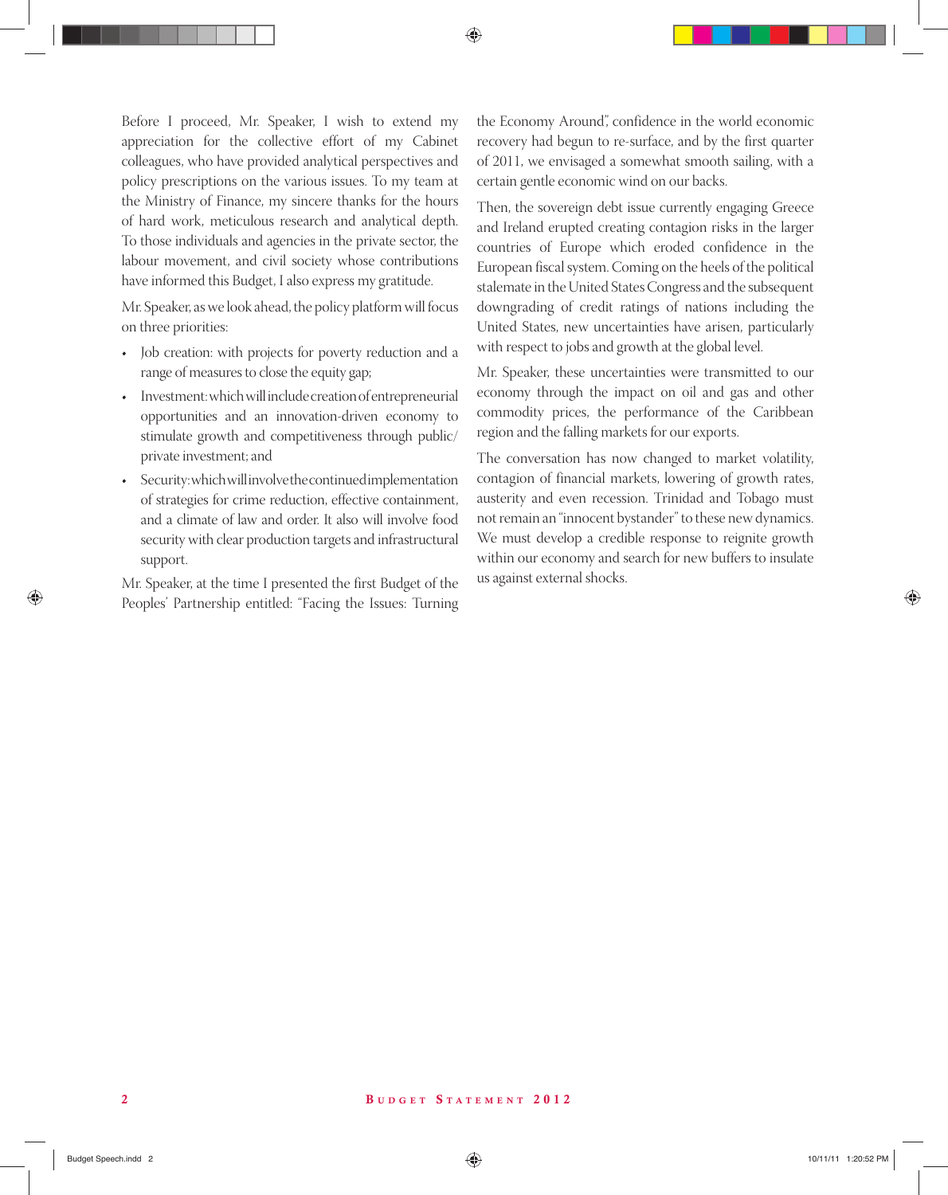Before I proceed, Mr. Speaker, I wish to extend my appreciation for the collective effort of my Cabinet colleagues, who have provided analytical perspectives and policy prescriptions on the various issues. To my team at the Ministry of Finance, my sincere thanks for the hours of hard work, meticulous research and analytical depth. To those individuals and agencies in the private sector, the labour movement, and civil society whose contributions have informed this Budget, I also express my gratitude.

Mr. Speaker, as we look ahead, the policy platform will focus on three priorities:

- Job creation: with projects for poverty reduction and a range of measures to close the equity gap;
- Investment: which will include creation of entrepreneurial opportunities and an innovation-driven economy to stimulate growth and competitiveness through public/private investment; and
- Security: which will involve the continued implementation of strategies for crime reduction, effective containment, and a climate of law and order. It also will involve food security with clear production targets and infrastructural support.

Mr. Speaker, at the time I presented the first Budget of the Peoples' Partnership entitled: "Facing the Issues: Turning the Economy Around", confidence in the world economic recovery had begun to re-surface, and by the first quarter of 2011, we envisaged a somewhat smooth sailing, with a certain gentle economic wind on our backs.

Then, the sovereign debt issue currently engaging Greece and Ireland erupted creating contagion risks in the larger countries of Europe which eroded confidence in the European fiscal system. Coming on the heels of the political stalemate in the United States Congress and the subsequent downgrading of credit ratings of nations including the United States, new uncertainties have arisen, particularly with respect to jobs and growth at the global level.

Mr. Speaker, these uncertainties were transmitted to our economy through the impact on oil and gas and other commodity prices, the performance of the Caribbean region and the falling markets for our exports.

The conversation has now changed to market volatility, contagion of financial markets, lowering of growth rates, austerity and even recession. Trinidad and Tobago must not remain an "innocent bystander" to these new dynamics. We must develop a credible response to reignite growth within our economy and search for new buffers to insulate us against external shocks.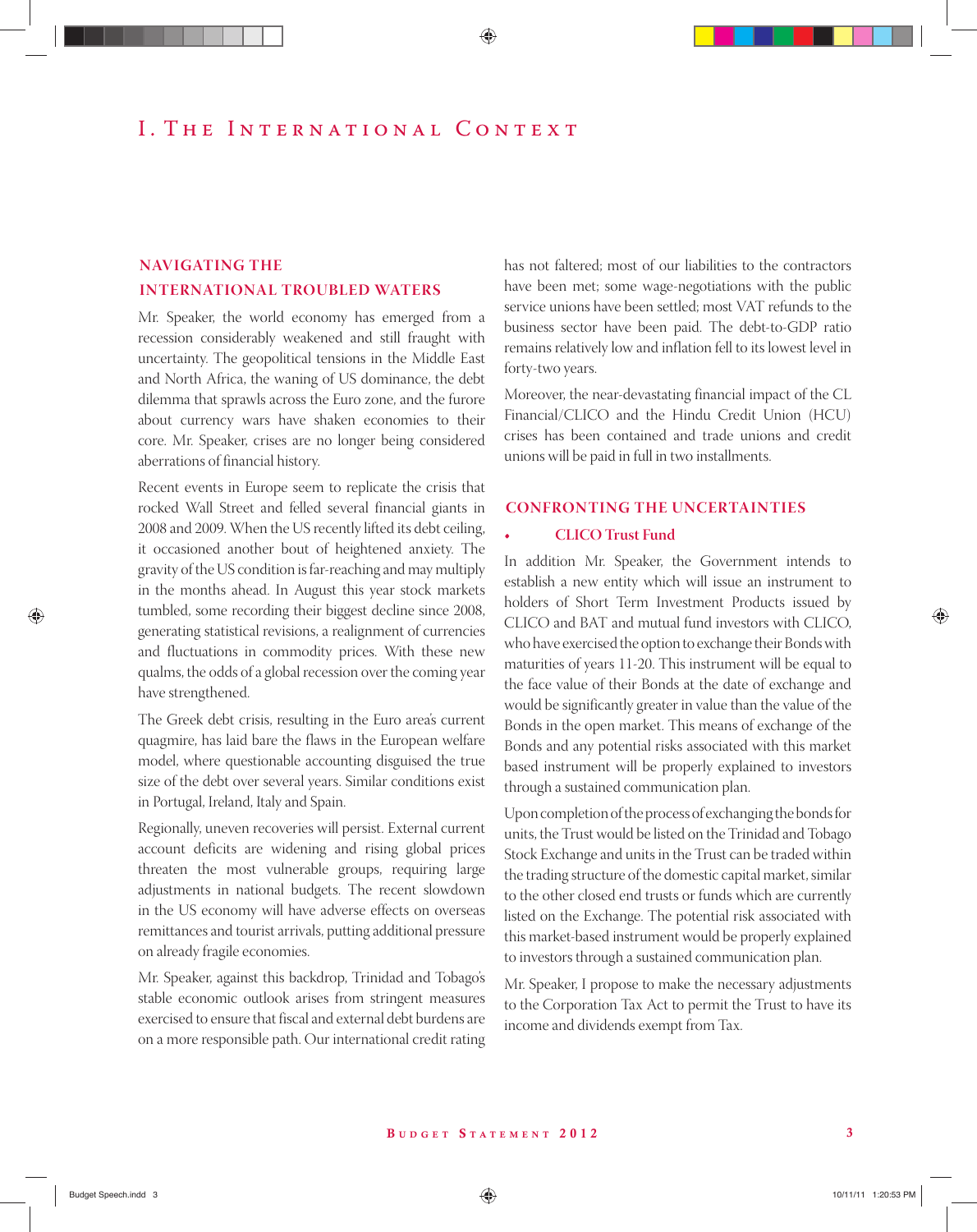# I. The International Context

## NAVIGATING THE INTERNATIONAL TROUBLED WATERS

Mr. Speaker, the world economy has emerged from a recession considerably weakened and still fraught with uncertainty. The geopolitical tensions in the Middle East and North Africa, the waning of US dominance, the debt dilemma that sprawls across the Euro zone, and the furore about currency wars have shaken economies to their core. Mr. Speaker, crises are no longer being considered aberrations of financial history.

Recent events in Europe seem to replicate the crisis that rocked Wall Street and felled several financial giants in 2008 and 2009. When the US recently lifted its debt ceiling, it occasioned another bout of heightened anxiety. The gravity of the US condition is far-reaching and may multiply in the months ahead. In August this year stock markets tumbled, some recording their biggest decline since 2008, generating statistical revisions, a realignment of currencies and fluctuations in commodity prices. With these new qualms, the odds of a global recession over the coming year have strengthened.

The Greek debt crisis, resulting in the Euro area's current quagmire, has laid bare the flaws in the European welfare model, where questionable accounting disguised the true size of the debt over several years. Similar conditions exist in Portugal, Ireland, Italy and Spain.

Regionally, uneven recoveries will persist. External current account deficits are widening and rising global prices threaten the most vulnerable groups, requiring large adjustments in national budgets. The recent slowdown in the US economy will have adverse effects on overseas remittances and tourist arrivals, putting additional pressure on already fragile economies.

Mr. Speaker, against this backdrop, Trinidad and Tobago's stable economic outlook arises from stringent measures exercised to ensure that fiscal and external debt burdens are on a more responsible path. Our international credit rating has not faltered; most of our liabilities to the contractors have been met; some wage-negotiations with the public service unions have been settled; most VAT refunds to the business sector have been paid. The debt-to-GDP ratio remains relatively low and inflation fell to its lowest level in forty-two years.

Moreover, the near-devastating financial impact of the CL Financial/CLICO and the Hindu Credit Union (HCU) crises has been contained and trade unions and credit unions will be paid in full in two installments.

## CONFRONTING THE UNCERTAINTIES

- **CLICO Trust Fund**

In addition Mr. Speaker, the Government intends to establish a new entity which will issue an instrument to holders of Short Term Investment Products issued by CLICO and BAT and mutual fund investors with CLICO, who have exercised the option to exchange their Bonds with maturities of years 11-20. This instrument will be equal to the face value of their Bonds at the date of exchange and would be significantly greater in value than the value of the Bonds in the open market. This means of exchange of the Bonds and any potential risks associated with this market based instrument will be properly explained to investors through a sustained communication plan.

Upon completion of the process of exchanging the bonds for units, the Trust would be listed on the Trinidad and Tobago Stock Exchange and units in the Trust can be traded within the trading structure of the domestic capital market, similar to the other closed end trusts or funds which are currently listed on the Exchange. The potential risk associated with this market-based instrument would be properly explained to investors through a sustained communication plan.

Mr. Speaker, I propose to make the necessary adjustments to the Corporation Tax Act to permit the Trust to have its income and dividends exempt from Tax.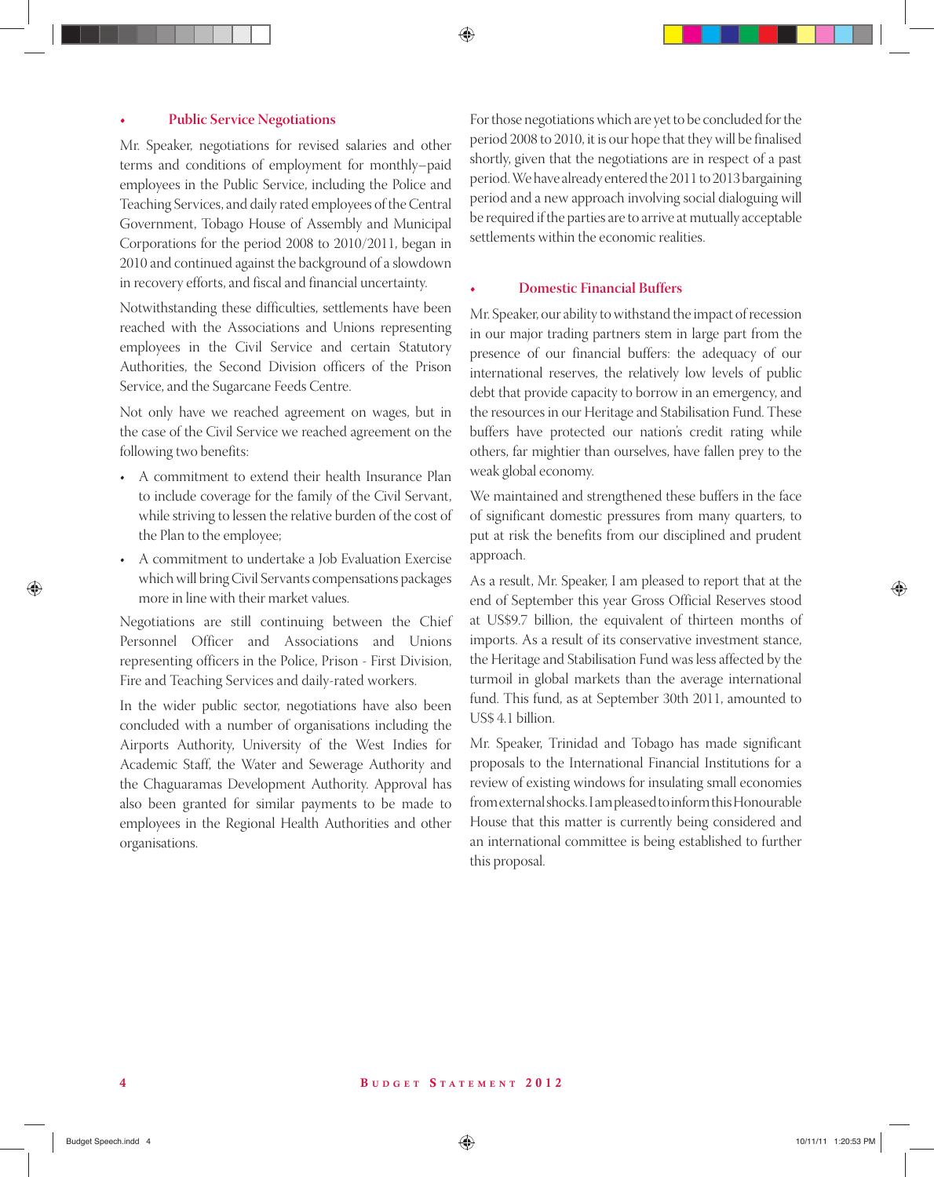## • Public Service Negotiations

Mr. Speaker, negotiations for revised salaries and other terms and conditions of employment for monthly–paid employees in the Public Service, including the Police and Teaching Services, and daily rated employees of the Central Government, Tobago House of Assembly and Municipal Corporations for the period 2008 to 2010/2011, began in 2010 and continued against the background of a slowdown in recovery efforts, and fiscal and financial uncertainty.

Notwithstanding these difficulties, settlements have been reached with the Associations and Unions representing employees in the Civil Service and certain Statutory Authorities, the Second Division officers of the Prison Service, and the Sugarcane Feeds Centre.

Not only have we reached agreement on wages, but in the case of the Civil Service we reached agreement on the following two benefits:

- A commitment to extend their health Insurance Plan to include coverage for the family of the Civil Servant, while striving to lessen the relative burden of the cost of the Plan to the employee;
- A commitment to undertake a Job Evaluation Exercise which will bring Civil Servants compensations packages more in line with their market values.

Negotiations are still continuing between the Chief Personnel Officer and Associations and Unions representing officers in the Police, Prison - First Division, Fire and Teaching Services and daily-rated workers.

In the wider public sector, negotiations have also been concluded with a number of organisations including the Airports Authority, University of the West Indies for Academic Staff, the Water and Sewerage Authority and the Chaguaramas Development Authority. Approval has also been granted for similar payments to be made to employees in the Regional Health Authorities and other organisations.

For those negotiations which are yet to be concluded for the period 2008 to 2010, it is our hope that they will be finalised shortly, given that the negotiations are in respect of a past period. We have already entered the 2011 to 2013 bargaining period and a new approach involving social dialoguing will be required if the parties are to arrive at mutually acceptable settlements within the economic realities.

## • Domestic Financial Buffers

Mr. Speaker, our ability to withstand the impact of recession in our major trading partners stem in large part from the presence of our financial buffers: the adequacy of our international reserves, the relatively low levels of public debt that provide capacity to borrow in an emergency, and the resources in our Heritage and Stabilisation Fund. These buffers have protected our nation's credit rating while others, far mightier than ourselves, have fallen prey to the weak global economy.

We maintained and strengthened these buffers in the face of significant domestic pressures from many quarters, to put at risk the benefits from our disciplined and prudent approach.

As a result, Mr. Speaker, I am pleased to report that at the end of September this year Gross Official Reserves stood at US$9.7 billion, the equivalent of thirteen months of imports. As a result of its conservative investment stance, the Heritage and Stabilisation Fund was less affected by the turmoil in global markets than the average international fund. This fund, as at September 30th 2011, amounted to US$ 4.1 billion.

Mr. Speaker, Trinidad and Tobago has made significant proposals to the International Financial Institutions for a review of existing windows for insulating small economies from external shocks. I am pleased to inform this Honourable House that this matter is currently being considered and an international committee is being established to further this proposal.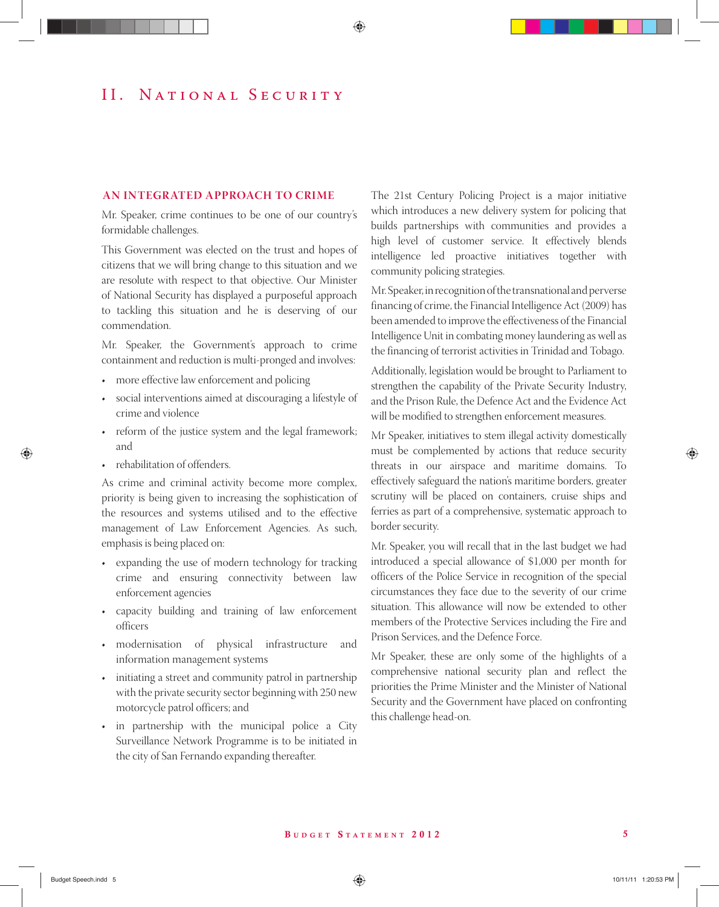# II. National Security

## AN INTEGRATED APPROACH TO CRIME

Mr. Speaker, crime continues to be one of our country's formidable challenges.

This Government was elected on the trust and hopes of citizens that we will bring change to this situation and we are resolute with respect to that objective. Our Minister of National Security has displayed a purposeful approach to tackling this situation and he is deserving of our commendation.

Mr. Speaker, the Government's approach to crime containment and reduction is multi-pronged and involves:

- more effective law enforcement and policing
- social interventions aimed at discouraging a lifestyle of crime and violence
- reform of the justice system and the legal framework; and
- rehabilitation of offenders.

As crime and criminal activity become more complex, priority is being given to increasing the sophistication of the resources and systems utilised and to the effective management of Law Enforcement Agencies. As such, emphasis is being placed on:

- expanding the use of modern technology for tracking crime and ensuring connectivity between law enforcement agencies
- capacity building and training of law enforcement officers
- modernisation of physical infrastructure and information management systems
- initiating a street and community patrol in partnership with the private security sector beginning with 250 new motorcycle patrol officers; and
- in partnership with the municipal police a City Surveillance Network Programme is to be initiated in the city of San Fernando expanding thereafter.

The 21st Century Policing Project is a major initiative which introduces a new delivery system for policing that builds partnerships with communities and provides a high level of customer service. It effectively blends intelligence led proactive initiatives together with community policing strategies.

Mr. Speaker, in recognition of the transnational and perverse financing of crime, the Financial Intelligence Act (2009) has been amended to improve the effectiveness of the Financial Intelligence Unit in combating money laundering as well as the financing of terrorist activities in Trinidad and Tobago.

Additionally, legislation would be brought to Parliament to strengthen the capability of the Private Security Industry, and the Prison Rule, the Defence Act and the Evidence Act will be modified to strengthen enforcement measures.

Mr Speaker, initiatives to stem illegal activity domestically must be complemented by actions that reduce security threats in our airspace and maritime domains. To effectively safeguard the nation's maritime borders, greater scrutiny will be placed on containers, cruise ships and ferries as part of a comprehensive, systematic approach to border security.

Mr. Speaker, you will recall that in the last budget we had introduced a special allowance of $1,000 per month for officers of the Police Service in recognition of the special circumstances they face due to the severity of our crime situation. This allowance will now be extended to other members of the Protective Services including the Fire and Prison Services, and the Defence Force.

Mr Speaker, these are only some of the highlights of a comprehensive national security plan and reflect the priorities the Prime Minister and the Minister of National Security and the Government have placed on confronting this challenge head-on.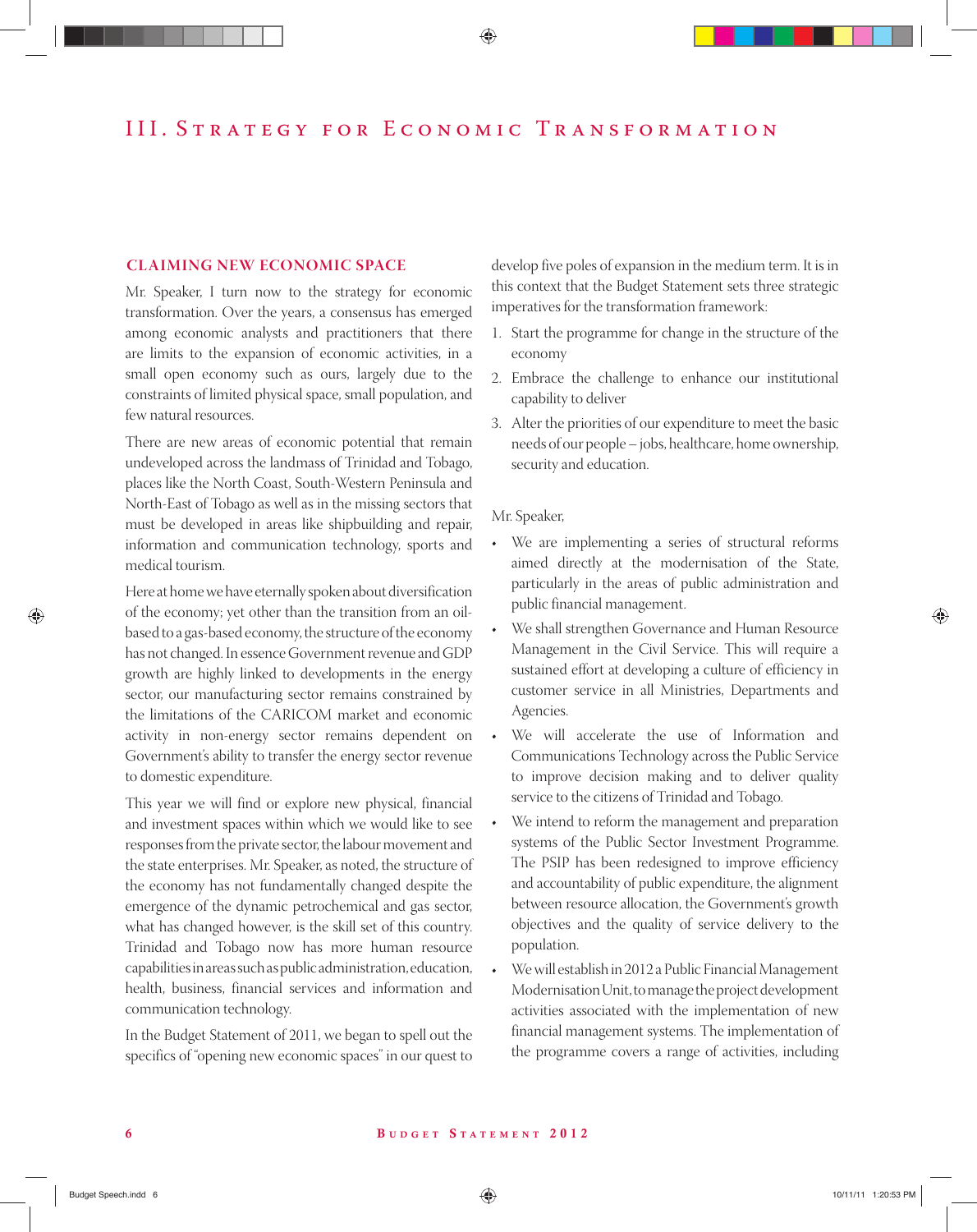# III. Strategy for Economic Transformation

## CLAIMING NEW ECONOMIC SPACE

Mr. Speaker, I turn now to the strategy for economic transformation. Over the years, a consensus has emerged among economic analysts and practitioners that there are limits to the expansion of economic activities, in a small open economy such as ours, largely due to the constraints of limited physical space, small population, and few natural resources.

There are new areas of economic potential that remain undeveloped across the landmass of Trinidad and Tobago, places like the North Coast, South-Western Peninsula and North-East of Tobago as well as in the missing sectors that must be developed in areas like shipbuilding and repair, information and communication technology, sports and medical tourism.

Here at home we have eternally spoken about diversification of the economy; yet other than the transition from an oil-based to a gas-based economy, the structure of the economy has not changed. In essence Government revenue and GDP growth are highly linked to developments in the energy sector, our manufacturing sector remains constrained by the limitations of the CARICOM market and economic activity in non-energy sector remains dependent on Government's ability to transfer the energy sector revenue to domestic expenditure.

This year we will find or explore new physical, financial and investment spaces within which we would like to see responses from the private sector, the labour movement and the state enterprises. Mr. Speaker, as noted, the structure of the economy has not fundamentally changed despite the emergence of the dynamic petrochemical and gas sector, what has changed however, is the skill set of this country. Trinidad and Tobago now has more human resource capabilities in areas such as public administration, education, health, business, financial services and information and communication technology.

In the Budget Statement of 2011, we began to spell out the specifics of "opening new economic spaces" in our quest to develop five poles of expansion in the medium term. It is in this context that the Budget Statement sets three strategic imperatives for the transformation framework:

1. Start the programme for change in the structure of the economy
2. Embrace the challenge to enhance our institutional capability to deliver
3. Alter the priorities of our expenditure to meet the basic needs of our people – jobs, healthcare, home ownership, security and education.

Mr. Speaker,

- We are implementing a series of structural reforms aimed directly at the modernisation of the State, particularly in the areas of public administration and public financial management.
- We shall strengthen Governance and Human Resource Management in the Civil Service. This will require a sustained effort at developing a culture of efficiency in customer service in all Ministries, Departments and Agencies.
- We will accelerate the use of Information and Communications Technology across the Public Service to improve decision making and to deliver quality service to the citizens of Trinidad and Tobago.
- We intend to reform the management and preparation systems of the Public Sector Investment Programme. The PSIP has been redesigned to improve efficiency and accountability of public expenditure, the alignment between resource allocation, the Government's growth objectives and the quality of service delivery to the population.
- We will establish in 2012 a Public Financial Management Modernisation Unit, to manage the project development activities associated with the implementation of new financial management systems. The implementation of the programme covers a range of activities, including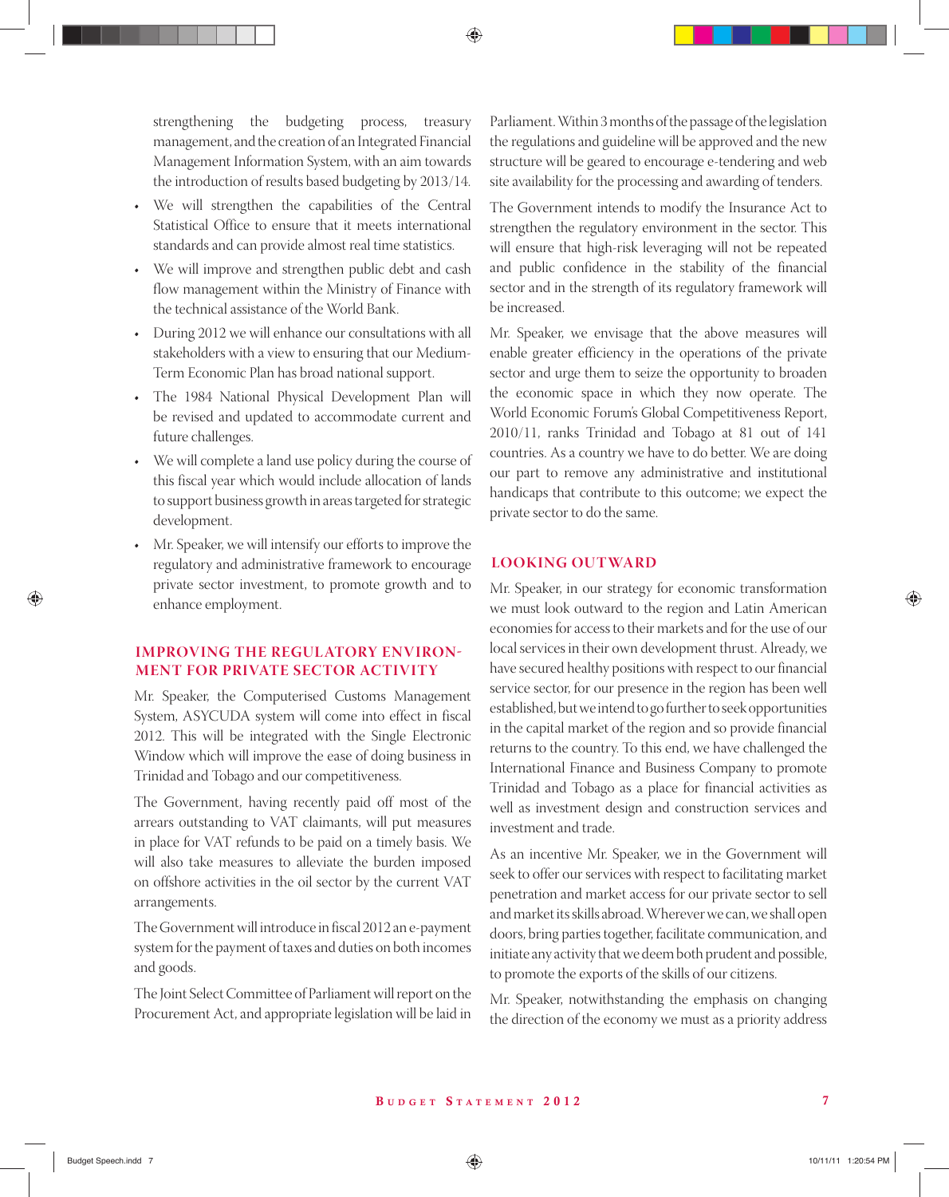strengthening the budgeting process, treasury management, and the creation of an Integrated Financial Management Information System, with an aim towards the introduction of results based budgeting by 2013/14.

- We will strengthen the capabilities of the Central Statistical Office to ensure that it meets international standards and can provide almost real time statistics.
- We will improve and strengthen public debt and cash flow management within the Ministry of Finance with the technical assistance of the World Bank.
- During 2012 we will enhance our consultations with all stakeholders with a view to ensuring that our Medium-Term Economic Plan has broad national support.
- The 1984 National Physical Development Plan will be revised and updated to accommodate current and future challenges.
- We will complete a land use policy during the course of this fiscal year which would include allocation of lands to support business growth in areas targeted for strategic development.
- Mr. Speaker, we will intensify our efforts to improve the regulatory and administrative framework to encourage private sector investment, to promote growth and to enhance employment.

## IMPROVING THE REGULATORY ENVIRONMENT FOR PRIVATE SECTOR ACTIVITY

Mr. Speaker, the Computerised Customs Management System, ASYCUDA system will come into effect in fiscal 2012. This will be integrated with the Single Electronic Window which will improve the ease of doing business in Trinidad and Tobago and our competitiveness.

The Government, having recently paid off most of the arrears outstanding to VAT claimants, will put measures in place for VAT refunds to be paid on a timely basis. We will also take measures to alleviate the burden imposed on offshore activities in the oil sector by the current VAT arrangements.

The Government will introduce in fiscal 2012 an e-payment system for the payment of taxes and duties on both incomes and goods.

The Joint Select Committee of Parliament will report on the Procurement Act, and appropriate legislation will be laid in Parliament. Within 3 months of the passage of the legislation the regulations and guideline will be approved and the new structure will be geared to encourage e-tendering and web site availability for the processing and awarding of tenders.

The Government intends to modify the Insurance Act to strengthen the regulatory environment in the sector. This will ensure that high-risk leveraging will not be repeated and public confidence in the stability of the financial sector and in the strength of its regulatory framework will be increased.

Mr. Speaker, we envisage that the above measures will enable greater efficiency in the operations of the private sector and urge them to seize the opportunity to broaden the economic space in which they now operate. The World Economic Forum's Global Competitiveness Report, 2010/11, ranks Trinidad and Tobago at 81 out of 141 countries. As a country we have to do better. We are doing our part to remove any administrative and institutional handicaps that contribute to this outcome; we expect the private sector to do the same.

## LOOKING OUTWARD

Mr. Speaker, in our strategy for economic transformation we must look outward to the region and Latin American economies for access to their markets and for the use of our local services in their own development thrust. Already, we have secured healthy positions with respect to our financial service sector, for our presence in the region has been well established, but we intend to go further to seek opportunities in the capital market of the region and so provide financial returns to the country. To this end, we have challenged the International Finance and Business Company to promote Trinidad and Tobago as a place for financial activities as well as investment design and construction services and investment and trade.

As an incentive Mr. Speaker, we in the Government will seek to offer our services with respect to facilitating market penetration and market access for our private sector to sell and market its skills abroad. Wherever we can, we shall open doors, bring parties together, facilitate communication, and initiate any activity that we deem both prudent and possible, to promote the exports of the skills of our citizens.

Mr. Speaker, notwithstanding the emphasis on changing the direction of the economy we must as a priority address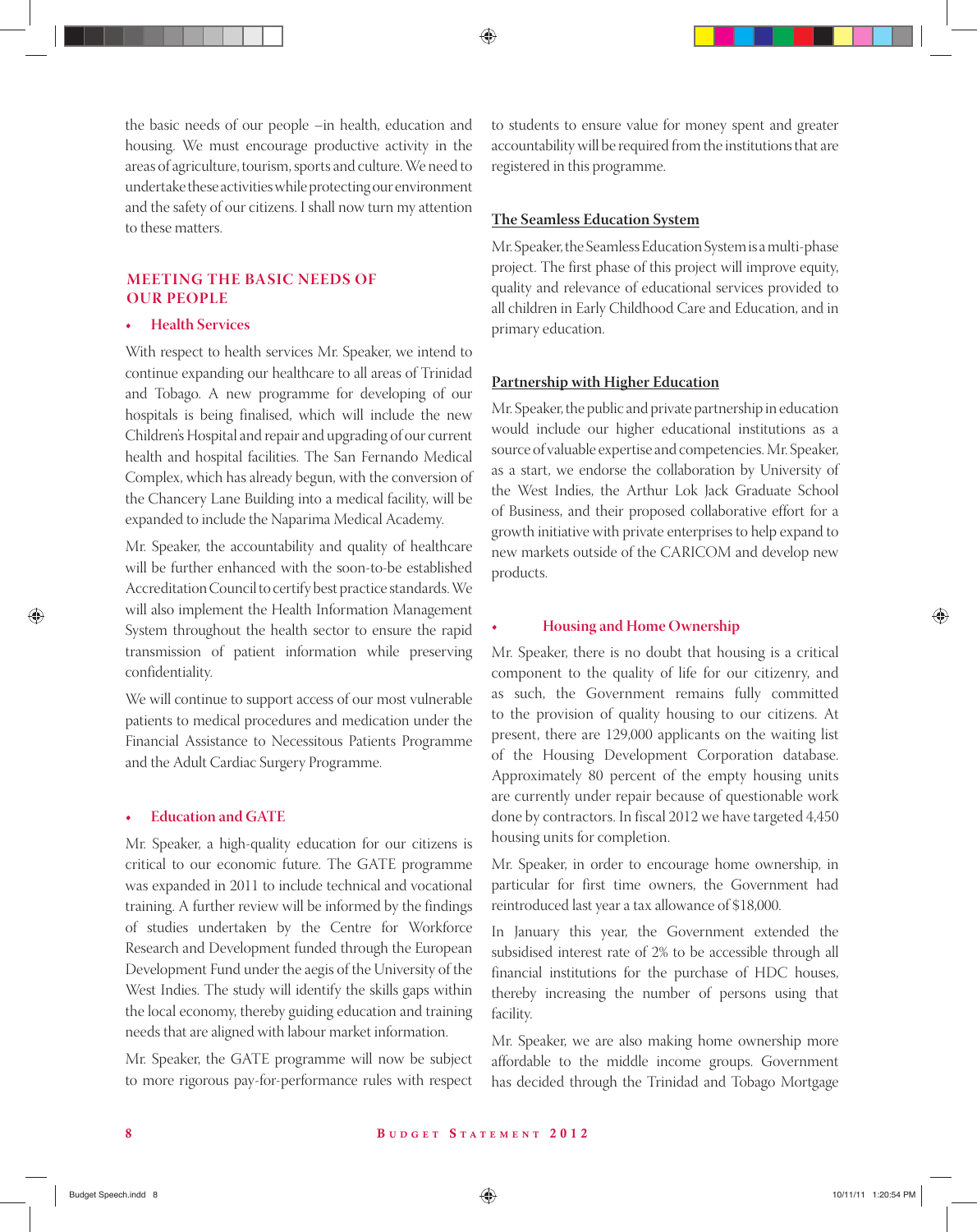the basic needs of our people –in health, education and housing. We must encourage productive activity in the areas of agriculture, tourism, sports and culture. We need to undertake these activities while protecting our environment and the safety of our citizens. I shall now turn my attention to these matters.

## MEETING THE BASIC NEEDS OF OUR PEOPLE

### • Health Services

With respect to health services Mr. Speaker, we intend to continue expanding our healthcare to all areas of Trinidad and Tobago. A new programme for developing of our hospitals is being finalised, which will include the new Children's Hospital and repair and upgrading of our current health and hospital facilities. The San Fernando Medical Complex, which has already begun, with the conversion of the Chancery Lane Building into a medical facility, will be expanded to include the Naparima Medical Academy.

Mr. Speaker, the accountability and quality of healthcare will be further enhanced with the soon-to-be established Accreditation Council to certify best practice standards. We will also implement the Health Information Management System throughout the health sector to ensure the rapid transmission of patient information while preserving confidentiality.

We will continue to support access of our most vulnerable patients to medical procedures and medication under the Financial Assistance to Necessitous Patients Programme and the Adult Cardiac Surgery Programme.

### • Education and GATE

Mr. Speaker, a high-quality education for our citizens is critical to our economic future. The GATE programme was expanded in 2011 to include technical and vocational training. A further review will be informed by the findings of studies undertaken by the Centre for Workforce Research and Development funded through the European Development Fund under the aegis of the University of the West Indies. The study will identify the skills gaps within the local economy, thereby guiding education and training needs that are aligned with labour market information.

Mr. Speaker, the GATE programme will now be subject to more rigorous pay-for-performance rules with respect to students to ensure value for money spent and greater accountability will be required from the institutions that are registered in this programme.

#### The Seamless Education System

Mr. Speaker, the Seamless Education System is a multi-phase project. The first phase of this project will improve equity, quality and relevance of educational services provided to all children in Early Childhood Care and Education, and in primary education.

#### Partnership with Higher Education

Mr. Speaker, the public and private partnership in education would include our higher educational institutions as a source of valuable expertise and competencies. Mr. Speaker, as a start, we endorse the collaboration by University of the West Indies, the Arthur Lok Jack Graduate School of Business, and their proposed collaborative effort for a growth initiative with private enterprises to help expand to new markets outside of the CARICOM and develop new products.

### • Housing and Home Ownership

Mr. Speaker, there is no doubt that housing is a critical component to the quality of life for our citizenry, and as such, the Government remains fully committed to the provision of quality housing to our citizens. At present, there are 129,000 applicants on the waiting list of the Housing Development Corporation database. Approximately 80 percent of the empty housing units are currently under repair because of questionable work done by contractors. In fiscal 2012 we have targeted 4,450 housing units for completion.

Mr. Speaker, in order to encourage home ownership, in particular for first time owners, the Government had reintroduced last year a tax allowance of $18,000.

In January this year, the Government extended the subsidised interest rate of 2% to be accessible through all financial institutions for the purchase of HDC houses, thereby increasing the number of persons using that facility.

Mr. Speaker, we are also making home ownership more affordable to the middle income groups. Government has decided through the Trinidad and Tobago Mortgage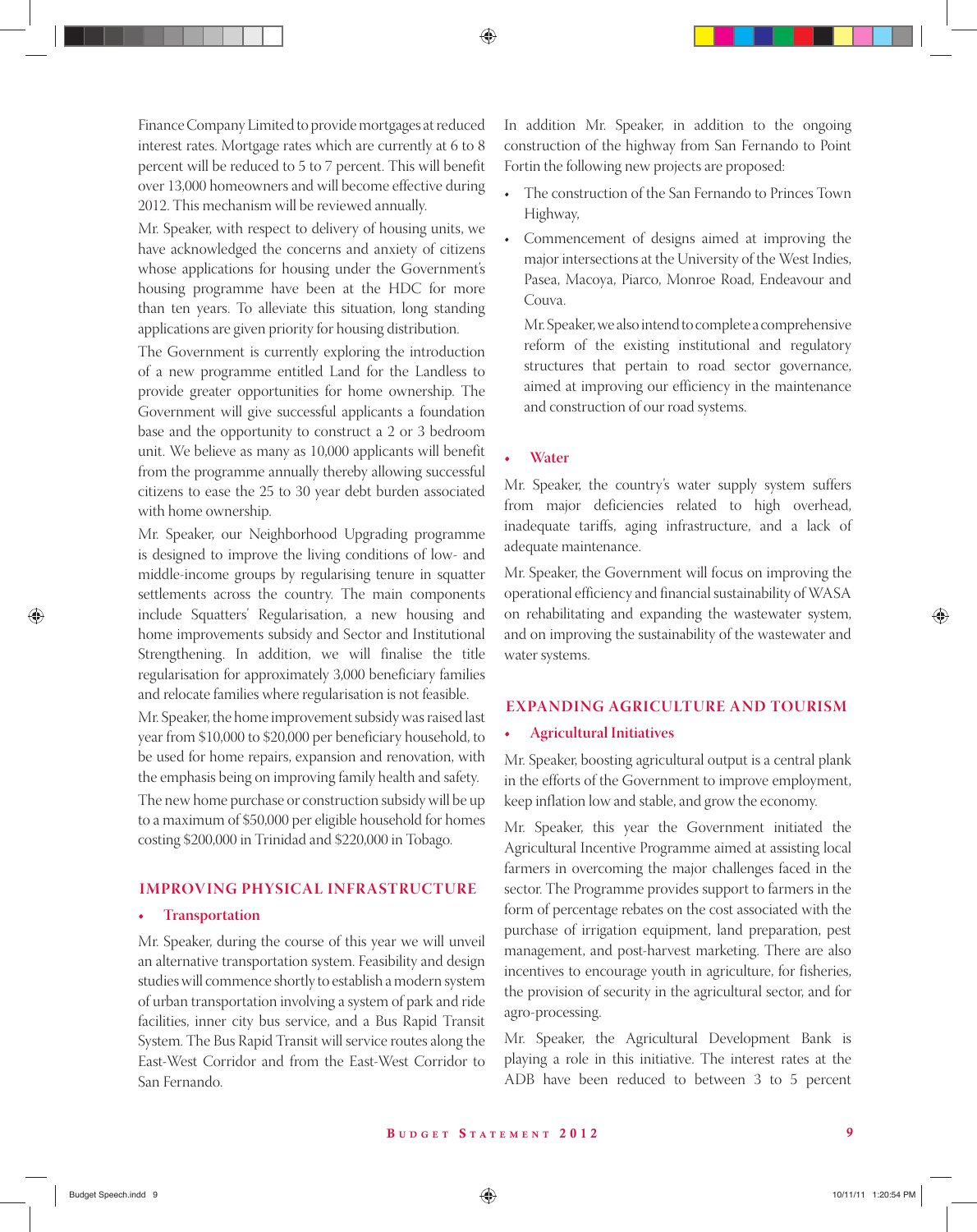Finance Company Limited to provide mortgages at reduced interest rates. Mortgage rates which are currently at 6 to 8 percent will be reduced to 5 to 7 percent. This will benefit over 13,000 homeowners and will become effective during 2012. This mechanism will be reviewed annually.

Mr. Speaker, with respect to delivery of housing units, we have acknowledged the concerns and anxiety of citizens whose applications for housing under the Government's housing programme have been at the HDC for more than ten years. To alleviate this situation, long standing applications are given priority for housing distribution.

The Government is currently exploring the introduction of a new programme entitled Land for the Landless to provide greater opportunities for home ownership. The Government will give successful applicants a foundation base and the opportunity to construct a 2 or 3 bedroom unit. We believe as many as 10,000 applicants will benefit from the programme annually thereby allowing successful citizens to ease the 25 to 30 year debt burden associated with home ownership.

Mr. Speaker, our Neighborhood Upgrading programme is designed to improve the living conditions of low- and middle-income groups by regularising tenure in squatter settlements across the country. The main components include Squatters' Regularisation, a new housing and home improvements subsidy and Sector and Institutional Strengthening. In addition, we will finalise the title regularisation for approximately 3,000 beneficiary families and relocate families where regularisation is not feasible.

Mr. Speaker, the home improvement subsidy was raised last year from $10,000 to $20,000 per beneficiary household, to be used for home repairs, expansion and renovation, with the emphasis being on improving family health and safety.

The new home purchase or construction subsidy will be up to a maximum of $50,000 per eligible household for homes costing $200,000 in Trinidad and $220,000 in Tobago.

## IMPROVING PHYSICAL INFRASTRUCTURE

### • Transportation

Mr. Speaker, during the course of this year we will unveil an alternative transportation system. Feasibility and design studies will commence shortly to establish a modern system of urban transportation involving a system of park and ride facilities, inner city bus service, and a Bus Rapid Transit System. The Bus Rapid Transit will service routes along the East-West Corridor and from the East-West Corridor to San Fernando.

In addition Mr. Speaker, in addition to the ongoing construction of the highway from San Fernando to Point Fortin the following new projects are proposed:

- The construction of the San Fernando to Princes Town Highway,
- Commencement of designs aimed at improving the major intersections at the University of the West Indies, Pasea, Macoya, Piarco, Monroe Road, Endeavour and Couva.

  Mr. Speaker, we also intend to complete a comprehensive reform of the existing institutional and regulatory structures that pertain to road sector governance, aimed at improving our efficiency in the maintenance and construction of our road systems.

### • Water

Mr. Speaker, the country's water supply system suffers from major deficiencies related to high overhead, inadequate tariffs, aging infrastructure, and a lack of adequate maintenance.

Mr. Speaker, the Government will focus on improving the operational efficiency and financial sustainability of WASA on rehabilitating and expanding the wastewater system, and on improving the sustainability of the wastewater and water systems.

## EXPANDING AGRICULTURE AND TOURISM

### • Agricultural Initiatives

Mr. Speaker, boosting agricultural output is a central plank in the efforts of the Government to improve employment, keep inflation low and stable, and grow the economy.

Mr. Speaker, this year the Government initiated the Agricultural Incentive Programme aimed at assisting local farmers in overcoming the major challenges faced in the sector. The Programme provides support to farmers in the form of percentage rebates on the cost associated with the purchase of irrigation equipment, land preparation, pest management, and post-harvest marketing. There are also incentives to encourage youth in agriculture, for fisheries, the provision of security in the agricultural sector, and for agro-processing.

Mr. Speaker, the Agricultural Development Bank is playing a role in this initiative. The interest rates at the ADB have been reduced to between 3 to 5 percent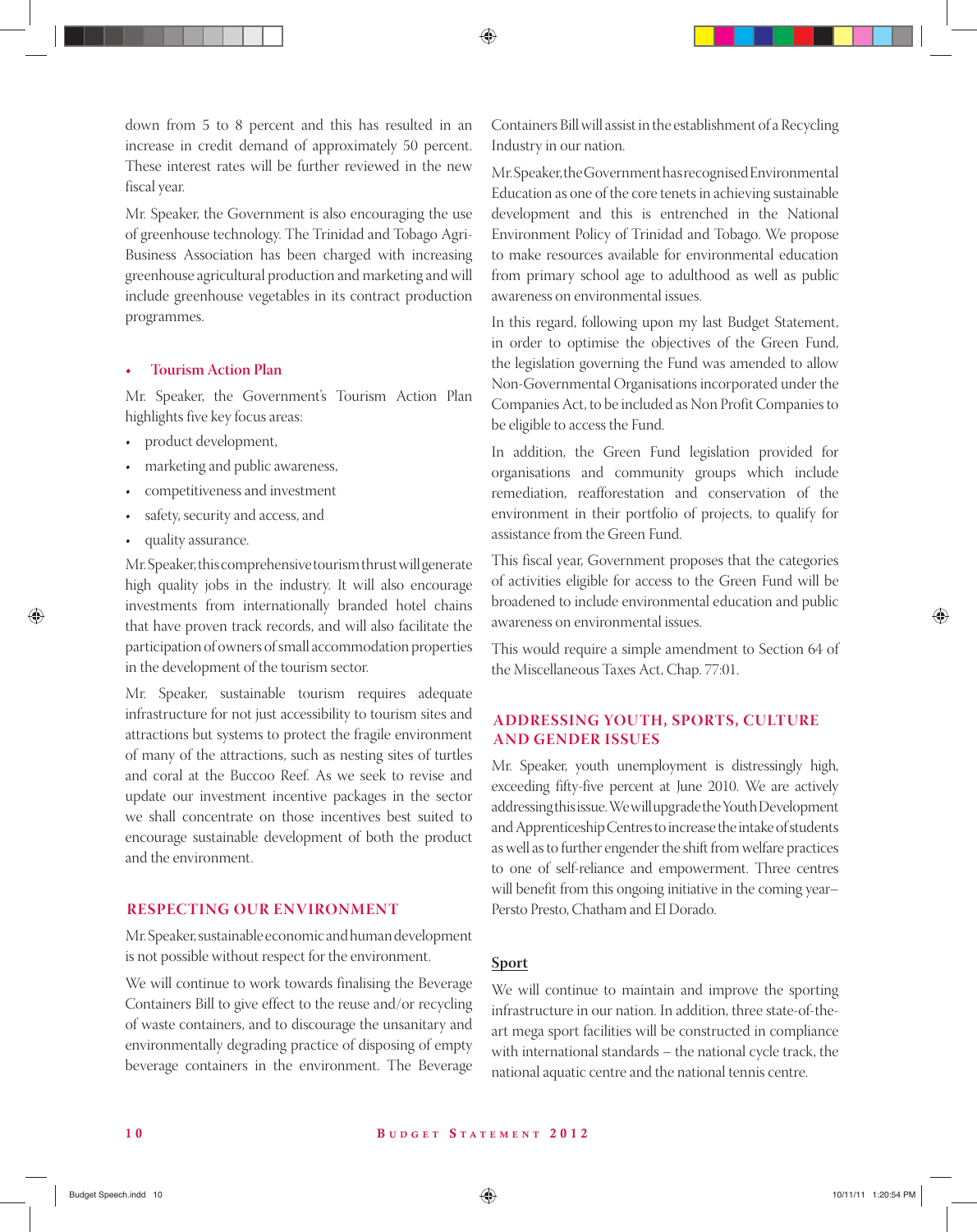down from 5 to 8 percent and this has resulted in an increase in credit demand of approximately 50 percent. These interest rates will be further reviewed in the new fiscal year.

Mr. Speaker, the Government is also encouraging the use of greenhouse technology. The Trinidad and Tobago Agri-Business Association has been charged with increasing greenhouse agricultural production and marketing and will include greenhouse vegetables in its contract production programmes.

- **Tourism Action Plan**

Mr. Speaker, the Government's Tourism Action Plan highlights five key focus areas:

- product development,
- marketing and public awareness,
- competitiveness and investment
- safety, security and access, and
- quality assurance.

Mr. Speaker, this comprehensive tourism thrust will generate high quality jobs in the industry. It will also encourage investments from internationally branded hotel chains that have proven track records, and will also facilitate the participation of owners of small accommodation properties in the development of the tourism sector.

Mr. Speaker, sustainable tourism requires adequate infrastructure for not just accessibility to tourism sites and attractions but systems to protect the fragile environment of many of the attractions, such as nesting sites of turtles and coral at the Buccoo Reef. As we seek to revise and update our investment incentive packages in the sector we shall concentrate on those incentives best suited to encourage sustainable development of both the product and the environment.

## RESPECTING OUR ENVIRONMENT

Mr. Speaker, sustainable economic and human development is not possible without respect for the environment.

We will continue to work towards finalising the Beverage Containers Bill to give effect to the reuse and/or recycling of waste containers, and to discourage the unsanitary and environmentally degrading practice of disposing of empty beverage containers in the environment. The Beverage Containers Bill will assist in the establishment of a Recycling Industry in our nation.

Mr. Speaker, the Government has recognised Environmental Education as one of the core tenets in achieving sustainable development and this is entrenched in the National Environment Policy of Trinidad and Tobago. We propose to make resources available for environmental education from primary school age to adulthood as well as public awareness on environmental issues.

In this regard, following upon my last Budget Statement, in order to optimise the objectives of the Green Fund, the legislation governing the Fund was amended to allow Non-Governmental Organisations incorporated under the Companies Act, to be included as Non Profit Companies to be eligible to access the Fund.

In addition, the Green Fund legislation provided for organisations and community groups which include remediation, reafforestation and conservation of the environment in their portfolio of projects, to qualify for assistance from the Green Fund.

This fiscal year, Government proposes that the categories of activities eligible for access to the Green Fund will be broadened to include environmental education and public awareness on environmental issues.

This would require a simple amendment to Section 64 of the Miscellaneous Taxes Act, Chap. 77:01.

## ADDRESSING YOUTH, SPORTS, CULTURE AND GENDER ISSUES

Mr. Speaker, youth unemployment is distressingly high, exceeding fifty-five percent at June 2010. We are actively addressing this issue. We will upgrade the Youth Development and Apprenticeship Centres to increase the intake of students as well as to further engender the shift from welfare practices to one of self-reliance and empowerment. Three centres will benefit from this ongoing initiative in the coming year– Persto Presto, Chatham and El Dorado.

### Sport

We will continue to maintain and improve the sporting infrastructure in our nation. In addition, three state-of-the-art mega sport facilities will be constructed in compliance with international standards – the national cycle track, the national aquatic centre and the national tennis centre.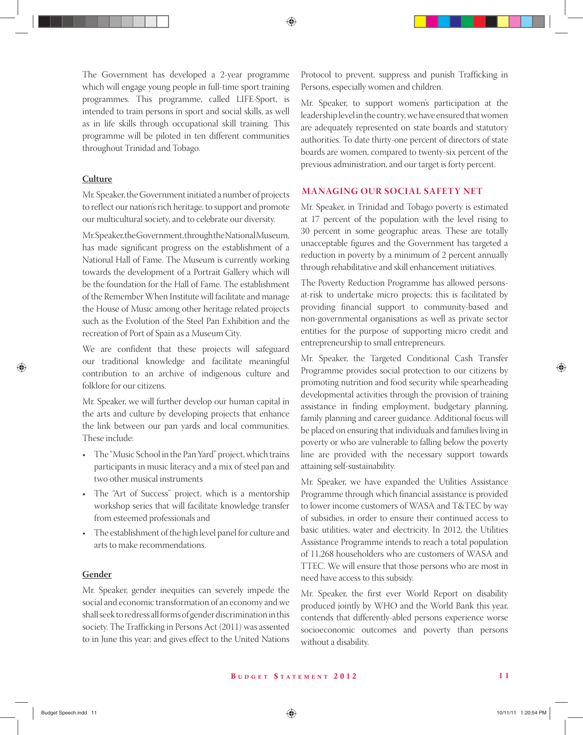The Government has developed a 2-year programme which will engage young people in full-time sport training programmes. This programme, called LIFE-Sport, is intended to train persons in sport and social skills, as well as in life skills through occupational skill training. This programme will be piloted in ten different communities throughout Trinidad and Tobago.

**Culture**

Mr. Speaker, the Government initiated a number of projects to reflect our nation's rich heritage, to support and promote our multicultural society, and to celebrate our diversity.

Mr. Speaker, the Government, through the National Museum, has made significant progress on the establishment of a National Hall of Fame. The Museum is currently working towards the development of a Portrait Gallery which will be the foundation for the Hall of Fame. The establishment of the Remember When Institute will facilitate and manage the House of Music among other heritage related projects such as the Evolution of the Steel Pan Exhibition and the recreation of Port of Spain as a Museum City.

We are confident that these projects will safeguard our traditional knowledge and facilitate meaningful contribution to an archive of indigenous culture and folklore for our citizens.

Mr. Speaker, we will further develop our human capital in the arts and culture by developing projects that enhance the link between our pan yards and local communities. These include:

- The "Music School in the Pan Yard" project, which trains participants in music literacy and a mix of steel pan and two other musical instruments
- The "Art of Success" project, which is a mentorship workshop series that will facilitate knowledge transfer from esteemed professionals and
- The establishment of the high level panel for culture and arts to make recommendations.

**Gender**

Mr. Speaker, gender inequities can severely impede the social and economic transformation of an economy and we shall seek to redress all forms of gender discrimination in this society. The Trafficking in Persons Act (2011) was assented to in June this year; and gives effect to the United Nations Protocol to prevent, suppress and punish Trafficking in Persons, especially women and children.

Mr. Speaker, to support women's participation at the leadership level in the country, we have ensured that women are adequately represented on state boards and statutory authorities. To date thirty-one percent of directors of state boards are women, compared to twenty-six percent of the previous administration, and our target is forty percent.

## MANAGING OUR SOCIAL SAFETY NET

Mr. Speaker, in Trinidad and Tobago poverty is estimated at 17 percent of the population with the level rising to 30 percent in some geographic areas. These are totally unacceptable figures and the Government has targeted a reduction in poverty by a minimum of 2 percent annually through rehabilitative and skill enhancement initiatives.

The Poverty Reduction Programme has allowed persons-at-risk to undertake micro projects; this is facilitated by providing financial support to community-based and non-governmental organisations as well as private sector entities for the purpose of supporting micro credit and entrepreneurship to small entrepreneurs.

Mr. Speaker, the Targeted Conditional Cash Transfer Programme provides social protection to our citizens by promoting nutrition and food security while spearheading developmental activities through the provision of training assistance in finding employment, budgetary planning, family planning and career guidance. Additional focus will be placed on ensuring that individuals and families living in poverty or who are vulnerable to falling below the poverty line are provided with the necessary support towards attaining self-sustainability.

Mr. Speaker, we have expanded the Utilities Assistance Programme through which financial assistance is provided to lower income customers of WASA and T&TEC by way of subsidies, in order to ensure their continued access to basic utilities, water and electricity. In 2012, the Utilities Assistance Programme intends to reach a total population of 11,268 householders who are customers of WASA and TTEC. We will ensure that those persons who are most in need have access to this subsidy.

Mr. Speaker, the first ever World Report on disability produced jointly by WHO and the World Bank this year, contends that differently-abled persons experience worse socioeconomic outcomes and poverty than persons without a disability.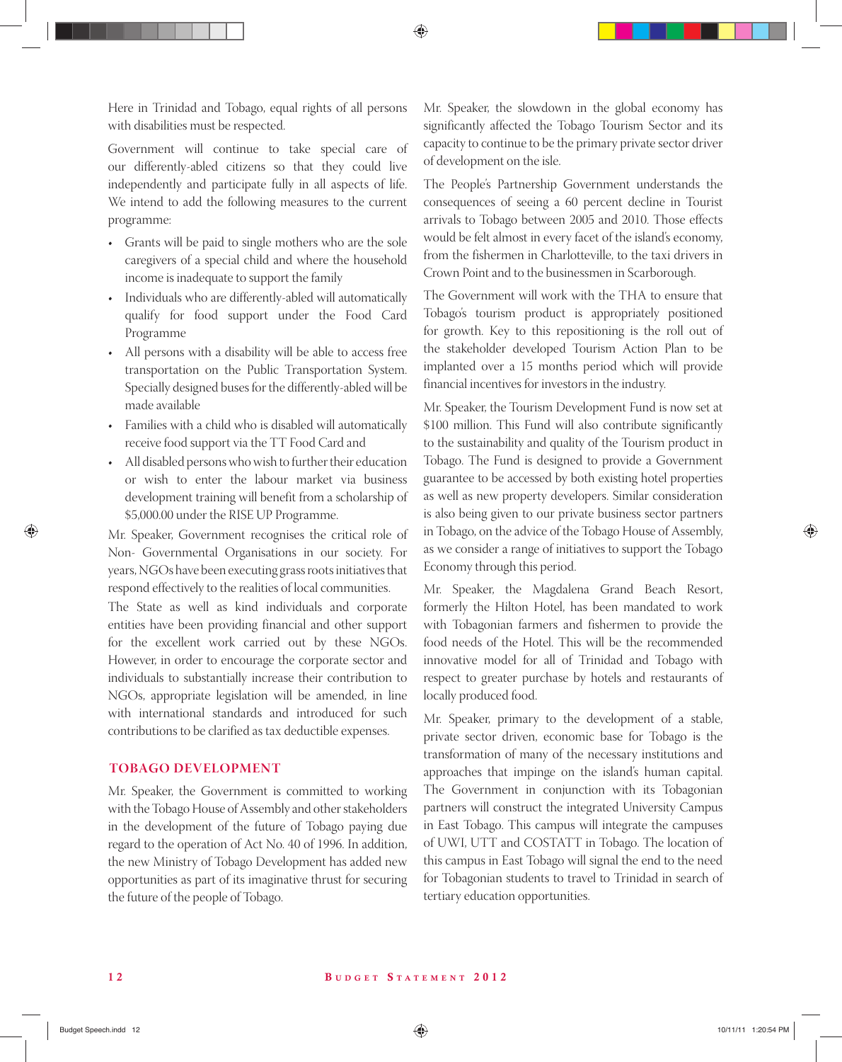Here in Trinidad and Tobago, equal rights of all persons with disabilities must be respected.

Government will continue to take special care of our differently-abled citizens so that they could live independently and participate fully in all aspects of life. We intend to add the following measures to the current programme:

- Grants will be paid to single mothers who are the sole caregivers of a special child and where the household income is inadequate to support the family
- Individuals who are differently-abled will automatically qualify for food support under the Food Card Programme
- All persons with a disability will be able to access free transportation on the Public Transportation System. Specially designed buses for the differently-abled will be made available
- Families with a child who is disabled will automatically receive food support via the TT Food Card and
- All disabled persons who wish to further their education or wish to enter the labour market via business development training will benefit from a scholarship of $5,000.00 under the RISE UP Programme.

Mr. Speaker, Government recognises the critical role of Non- Governmental Organisations in our society. For years, NGOs have been executing grass roots initiatives that respond effectively to the realities of local communities.

The State as well as kind individuals and corporate entities have been providing financial and other support for the excellent work carried out by these NGOs. However, in order to encourage the corporate sector and individuals to substantially increase their contribution to NGOs, appropriate legislation will be amended, in line with international standards and introduced for such contributions to be clarified as tax deductible expenses.

## TOBAGO DEVELOPMENT

Mr. Speaker, the Government is committed to working with the Tobago House of Assembly and other stakeholders in the development of the future of Tobago paying due regard to the operation of Act No. 40 of 1996. In addition, the new Ministry of Tobago Development has added new opportunities as part of its imaginative thrust for securing the future of the people of Tobago.

Mr. Speaker, the slowdown in the global economy has significantly affected the Tobago Tourism Sector and its capacity to continue to be the primary private sector driver of development on the isle.

The People's Partnership Government understands the consequences of seeing a 60 percent decline in Tourist arrivals to Tobago between 2005 and 2010. Those effects would be felt almost in every facet of the island's economy, from the fishermen in Charlotteville, to the taxi drivers in Crown Point and to the businessmen in Scarborough.

The Government will work with the THA to ensure that Tobago's tourism product is appropriately positioned for growth. Key to this repositioning is the roll out of the stakeholder developed Tourism Action Plan to be implanted over a 15 months period which will provide financial incentives for investors in the industry.

Mr. Speaker, the Tourism Development Fund is now set at $100 million. This Fund will also contribute significantly to the sustainability and quality of the Tourism product in Tobago. The Fund is designed to provide a Government guarantee to be accessed by both existing hotel properties as well as new property developers. Similar consideration is also being given to our private business sector partners in Tobago, on the advice of the Tobago House of Assembly, as we consider a range of initiatives to support the Tobago Economy through this period.

Mr. Speaker, the Magdalena Grand Beach Resort, formerly the Hilton Hotel, has been mandated to work with Tobagonian farmers and fishermen to provide the food needs of the Hotel. This will be the recommended innovative model for all of Trinidad and Tobago with respect to greater purchase by hotels and restaurants of locally produced food.

Mr. Speaker, primary to the development of a stable, private sector driven, economic base for Tobago is the transformation of many of the necessary institutions and approaches that impinge on the island's human capital. The Government in conjunction with its Tobagonian partners will construct the integrated University Campus in East Tobago. This campus will integrate the campuses of UWI, UTT and COSTATT in Tobago. The location of this campus in East Tobago will signal the end to the need for Tobagonian students to travel to Trinidad in search of tertiary education opportunities.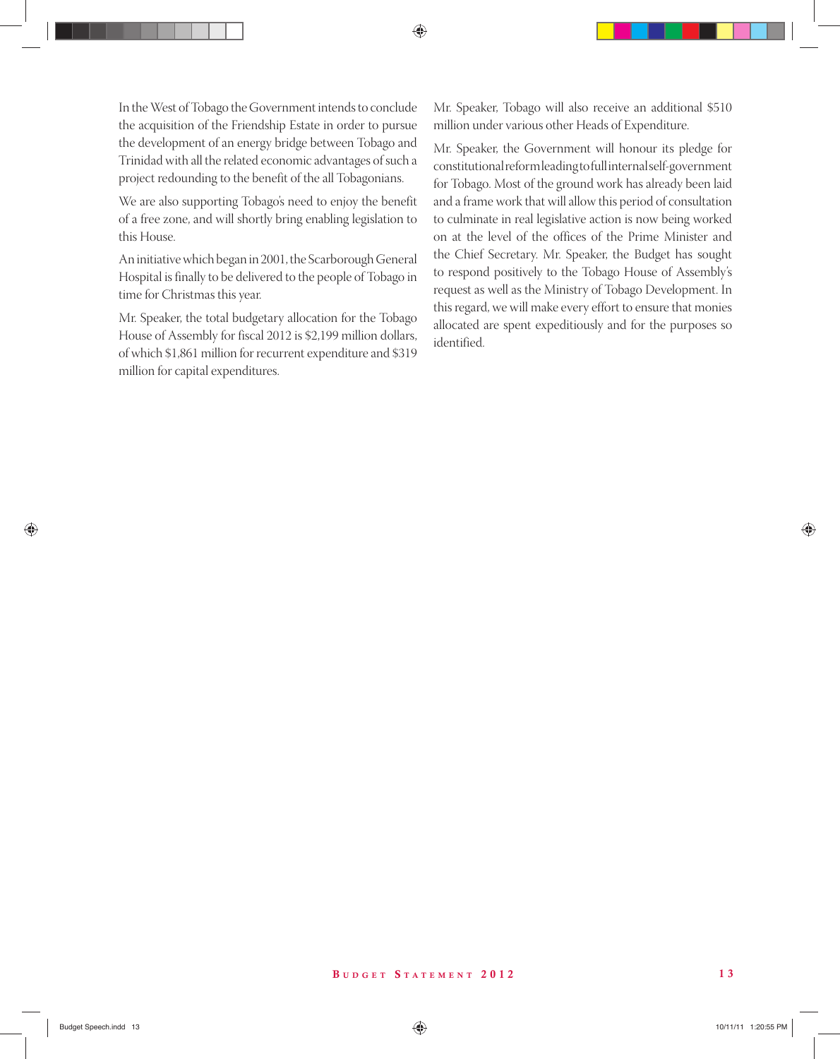In the West of Tobago the Government intends to conclude the acquisition of the Friendship Estate in order to pursue the development of an energy bridge between Tobago and Trinidad with all the related economic advantages of such a project redounding to the benefit of the all Tobagonians.

We are also supporting Tobago's need to enjoy the benefit of a free zone, and will shortly bring enabling legislation to this House.

An initiative which began in 2001, the Scarborough General Hospital is finally to be delivered to the people of Tobago in time for Christmas this year.

Mr. Speaker, the total budgetary allocation for the Tobago House of Assembly for fiscal 2012 is $2,199 million dollars, of which $1,861 million for recurrent expenditure and $319 million for capital expenditures.

Mr. Speaker, Tobago will also receive an additional $510 million under various other Heads of Expenditure.

Mr. Speaker, the Government will honour its pledge for constitutional reform leading to full internal self-government for Tobago. Most of the ground work has already been laid and a frame work that will allow this period of consultation to culminate in real legislative action is now being worked on at the level of the offices of the Prime Minister and the Chief Secretary. Mr. Speaker, the Budget has sought to respond positively to the Tobago House of Assembly's request as well as the Ministry of Tobago Development. In this regard, we will make every effort to ensure that monies allocated are spent expeditiously and for the purposes so identified.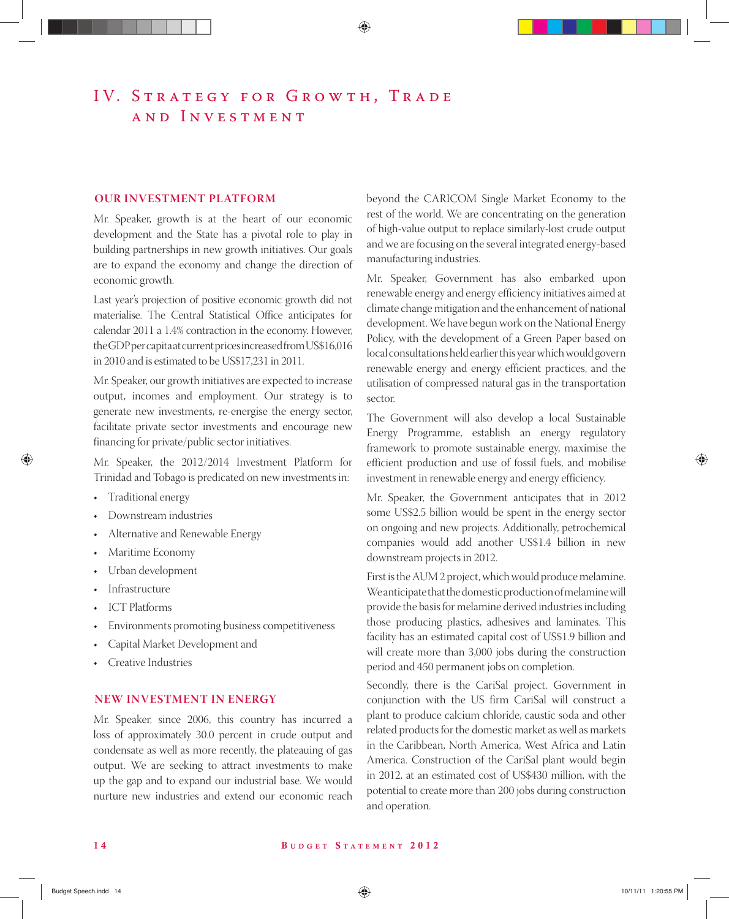# IV. Strategy for Growth, Trade and Investment

## OUR INVESTMENT PLATFORM

Mr. Speaker, growth is at the heart of our economic development and the State has a pivotal role to play in building partnerships in new growth initiatives. Our goals are to expand the economy and change the direction of economic growth.

Last year's projection of positive economic growth did not materialise. The Central Statistical Office anticipates for calendar 2011 a 1.4% contraction in the economy. However, the GDP per capita at current prices increased from US$16,016 in 2010 and is estimated to be US$17,231 in 2011.

Mr. Speaker, our growth initiatives are expected to increase output, incomes and employment. Our strategy is to generate new investments, re-energise the energy sector, facilitate private sector investments and encourage new financing for private/public sector initiatives.

Mr. Speaker, the 2012/2014 Investment Platform for Trinidad and Tobago is predicated on new investments in:

- Traditional energy
- Downstream industries
- Alternative and Renewable Energy
- Maritime Economy
- Urban development
- Infrastructure
- ICT Platforms
- Environments promoting business competitiveness
- Capital Market Development and
- Creative Industries

## NEW INVESTMENT IN ENERGY

Mr. Speaker, since 2006, this country has incurred a loss of approximately 30.0 percent in crude output and condensate as well as more recently, the plateauing of gas output. We are seeking to attract investments to make up the gap and to expand our industrial base. We would nurture new industries and extend our economic reach beyond the CARICOM Single Market Economy to the rest of the world. We are concentrating on the generation of high-value output to replace similarly-lost crude output and we are focusing on the several integrated energy-based manufacturing industries.

Mr. Speaker, Government has also embarked upon renewable energy and energy efficiency initiatives aimed at climate change mitigation and the enhancement of national development. We have begun work on the National Energy Policy, with the development of a Green Paper based on local consultations held earlier this year which would govern renewable energy and energy efficient practices, and the utilisation of compressed natural gas in the transportation sector.

The Government will also develop a local Sustainable Energy Programme, establish an energy regulatory framework to promote sustainable energy, maximise the efficient production and use of fossil fuels, and mobilise investment in renewable energy and energy efficiency.

Mr. Speaker, the Government anticipates that in 2012 some US$2.5 billion would be spent in the energy sector on ongoing and new projects. Additionally, petrochemical companies would add another US$1.4 billion in new downstream projects in 2012.

First is the AUM 2 project, which would produce melamine. We anticipate that the domestic production of melamine will provide the basis for melamine derived industries including those producing plastics, adhesives and laminates. This facility has an estimated capital cost of US$1.9 billion and will create more than 3,000 jobs during the construction period and 450 permanent jobs on completion.

Secondly, there is the CariSal project. Government in conjunction with the US firm CariSal will construct a plant to produce calcium chloride, caustic soda and other related products for the domestic market as well as markets in the Caribbean, North America, West Africa and Latin America. Construction of the CariSal plant would begin in 2012, at an estimated cost of US$430 million, with the potential to create more than 200 jobs during construction and operation.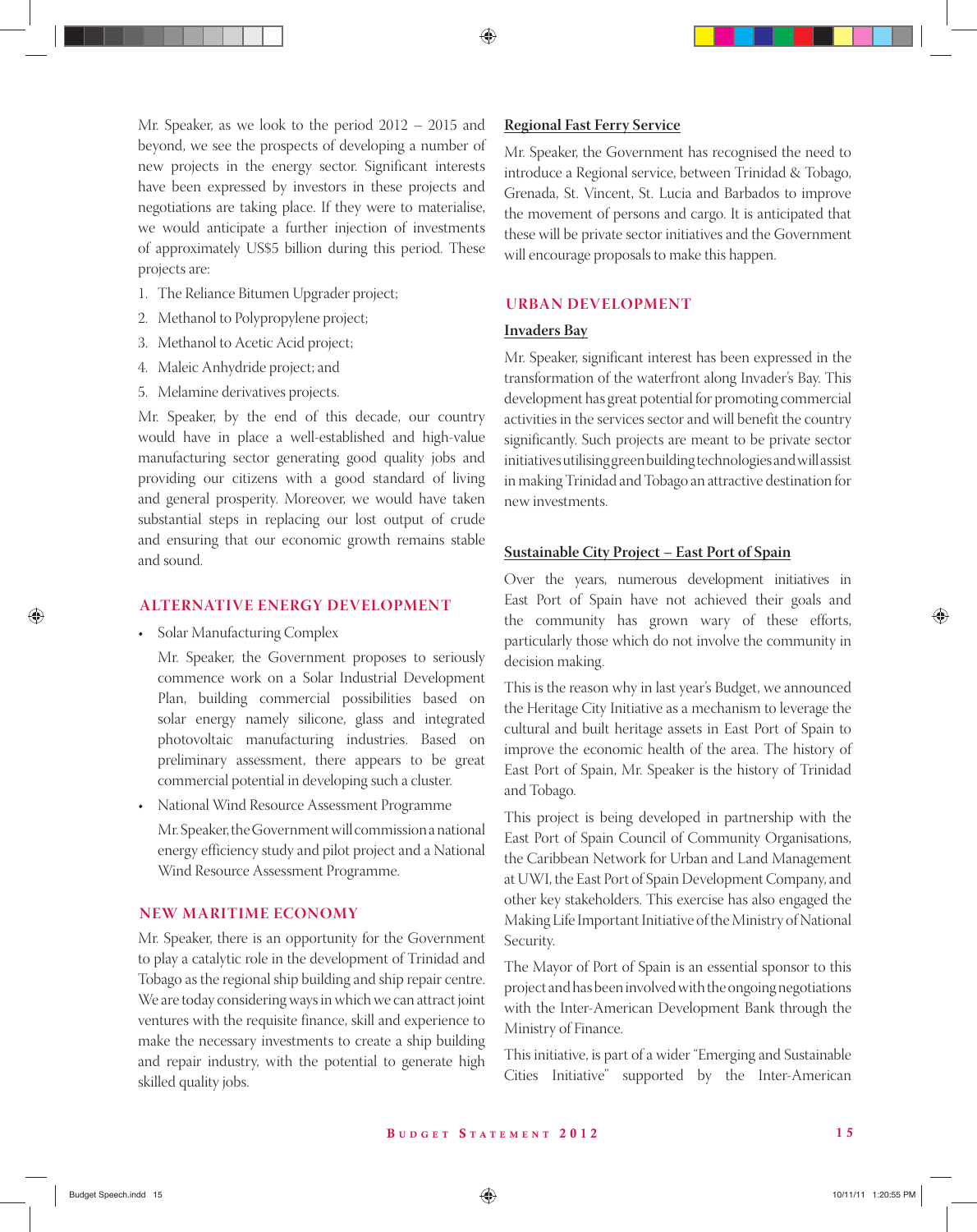Mr. Speaker, as we look to the period 2012 – 2015 and beyond, we see the prospects of developing a number of new projects in the energy sector. Significant interests have been expressed by investors in these projects and negotiations are taking place. If they were to materialise, we would anticipate a further injection of investments of approximately US$5 billion during this period. These projects are:

1. The Reliance Bitumen Upgrader project;
2. Methanol to Polypropylene project;
3. Methanol to Acetic Acid project;
4. Maleic Anhydride project; and
5. Melamine derivatives projects.

Mr. Speaker, by the end of this decade, our country would have in place a well-established and high-value manufacturing sector generating good quality jobs and providing our citizens with a good standard of living and general prosperity. Moreover, we would have taken substantial steps in replacing our lost output of crude and ensuring that our economic growth remains stable and sound.

## ALTERNATIVE ENERGY DEVELOPMENT

- Solar Manufacturing Complex

  Mr. Speaker, the Government proposes to seriously commence work on a Solar Industrial Development Plan, building commercial possibilities based on solar energy namely silicone, glass and integrated photovoltaic manufacturing industries. Based on preliminary assessment, there appears to be great commercial potential in developing such a cluster.

- National Wind Resource Assessment Programme

  Mr. Speaker, the Government will commission a national energy efficiency study and pilot project and a National Wind Resource Assessment Programme.

## NEW MARITIME ECONOMY

Mr. Speaker, there is an opportunity for the Government to play a catalytic role in the development of Trinidad and Tobago as the regional ship building and ship repair centre. We are today considering ways in which we can attract joint ventures with the requisite finance, skill and experience to make the necessary investments to create a ship building and repair industry, with the potential to generate high skilled quality jobs.

### Regional Fast Ferry Service

Mr. Speaker, the Government has recognised the need to introduce a Regional service, between Trinidad & Tobago, Grenada, St. Vincent, St. Lucia and Barbados to improve the movement of persons and cargo. It is anticipated that these will be private sector initiatives and the Government will encourage proposals to make this happen.

## URBAN DEVELOPMENT

### Invaders Bay

Mr. Speaker, significant interest has been expressed in the transformation of the waterfront along Invader's Bay. This development has great potential for promoting commercial activities in the services sector and will benefit the country significantly. Such projects are meant to be private sector initiatives utilising green building technologies and will assist in making Trinidad and Tobago an attractive destination for new investments.

### Sustainable City Project – East Port of Spain

Over the years, numerous development initiatives in East Port of Spain have not achieved their goals and the community has grown wary of these efforts, particularly those which do not involve the community in decision making.

This is the reason why in last year's Budget, we announced the Heritage City Initiative as a mechanism to leverage the cultural and built heritage assets in East Port of Spain to improve the economic health of the area. The history of East Port of Spain, Mr. Speaker is the history of Trinidad and Tobago.

This project is being developed in partnership with the East Port of Spain Council of Community Organisations, the Caribbean Network for Urban and Land Management at UWI, the East Port of Spain Development Company, and other key stakeholders. This exercise has also engaged the Making Life Important Initiative of the Ministry of National Security.

The Mayor of Port of Spain is an essential sponsor to this project and has been involved with the ongoing negotiations with the Inter-American Development Bank through the Ministry of Finance.

This initiative, is part of a wider "Emerging and Sustainable Cities Initiative" supported by the Inter-American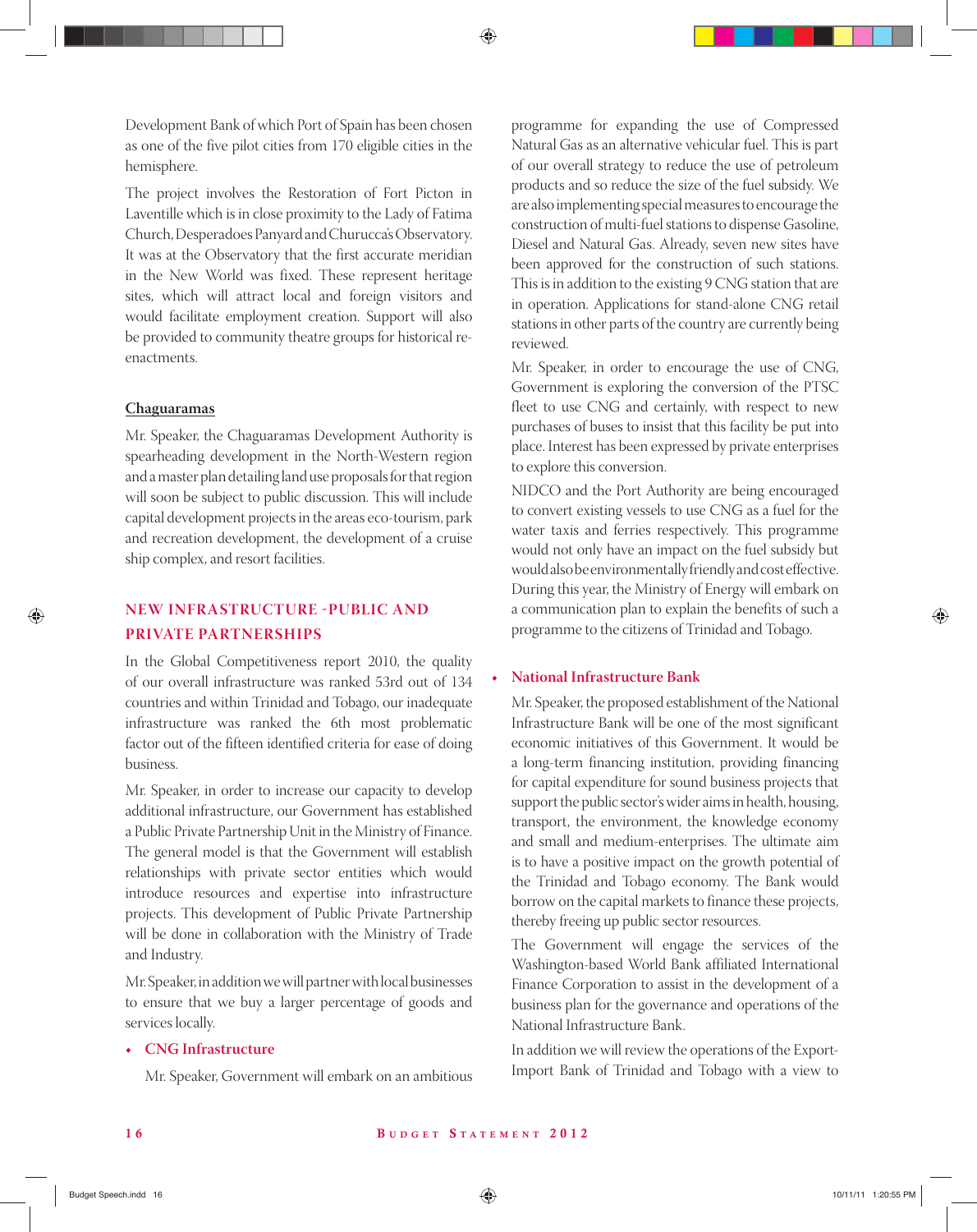Development Bank of which Port of Spain has been chosen as one of the five pilot cities from 170 eligible cities in the hemisphere.

The project involves the Restoration of Fort Picton in Laventille which is in close proximity to the Lady of Fatima Church, Desperadoes Panyard and Churucca's Observatory. It was at the Observatory that the first accurate meridian in the New World was fixed. These represent heritage sites, which will attract local and foreign visitors and would facilitate employment creation. Support will also be provided to community theatre groups for historical re-enactments.

**Chaguaramas**

Mr. Speaker, the Chaguaramas Development Authority is spearheading development in the North-Western region and a master plan detailing land use proposals for that region will soon be subject to public discussion. This will include capital development projects in the areas eco-tourism, park and recreation development, the development of a cruise ship complex, and resort facilities.

## NEW INFRASTRUCTURE -PUBLIC AND PRIVATE PARTNERSHIPS

In the Global Competitiveness report 2010, the quality of our overall infrastructure was ranked 53rd out of 134 countries and within Trinidad and Tobago, our inadequate infrastructure was ranked the 6th most problematic factor out of the fifteen identified criteria for ease of doing business.

Mr. Speaker, in order to increase our capacity to develop additional infrastructure, our Government has established a Public Private Partnership Unit in the Ministry of Finance. The general model is that the Government will establish relationships with private sector entities which would introduce resources and expertise into infrastructure projects. This development of Public Private Partnership will be done in collaboration with the Ministry of Trade and Industry.

Mr. Speaker, in addition we will partner with local businesses to ensure that we buy a larger percentage of goods and services locally.

- **CNG Infrastructure**

  Mr. Speaker, Government will embark on an ambitious programme for expanding the use of Compressed Natural Gas as an alternative vehicular fuel. This is part of our overall strategy to reduce the use of petroleum products and so reduce the size of the fuel subsidy. We are also implementing special measures to encourage the construction of multi-fuel stations to dispense Gasoline, Diesel and Natural Gas. Already, seven new sites have been approved for the construction of such stations. This is in addition to the existing 9 CNG station that are in operation. Applications for stand-alone CNG retail stations in other parts of the country are currently being reviewed.

  Mr. Speaker, in order to encourage the use of CNG, Government is exploring the conversion of the PTSC fleet to use CNG and certainly, with respect to new purchases of buses to insist that this facility be put into place. Interest has been expressed by private enterprises to explore this conversion.

  NIDCO and the Port Authority are being encouraged to convert existing vessels to use CNG as a fuel for the water taxis and ferries respectively. This programme would not only have an impact on the fuel subsidy but would also be environmentally friendly and cost effective. During this year, the Ministry of Energy will embark on a communication plan to explain the benefits of such a programme to the citizens of Trinidad and Tobago.

- **National Infrastructure Bank**

  Mr. Speaker, the proposed establishment of the National Infrastructure Bank will be one of the most significant economic initiatives of this Government. It would be a long-term financing institution, providing financing for capital expenditure for sound business projects that support the public sector's wider aims in health, housing, transport, the environment, the knowledge economy and small and medium-enterprises. The ultimate aim is to have a positive impact on the growth potential of the Trinidad and Tobago economy. The Bank would borrow on the capital markets to finance these projects, thereby freeing up public sector resources.

  The Government will engage the services of the Washington-based World Bank affiliated International Finance Corporation to assist in the development of a business plan for the governance and operations of the National Infrastructure Bank.

  In addition we will review the operations of the Export-Import Bank of Trinidad and Tobago with a view to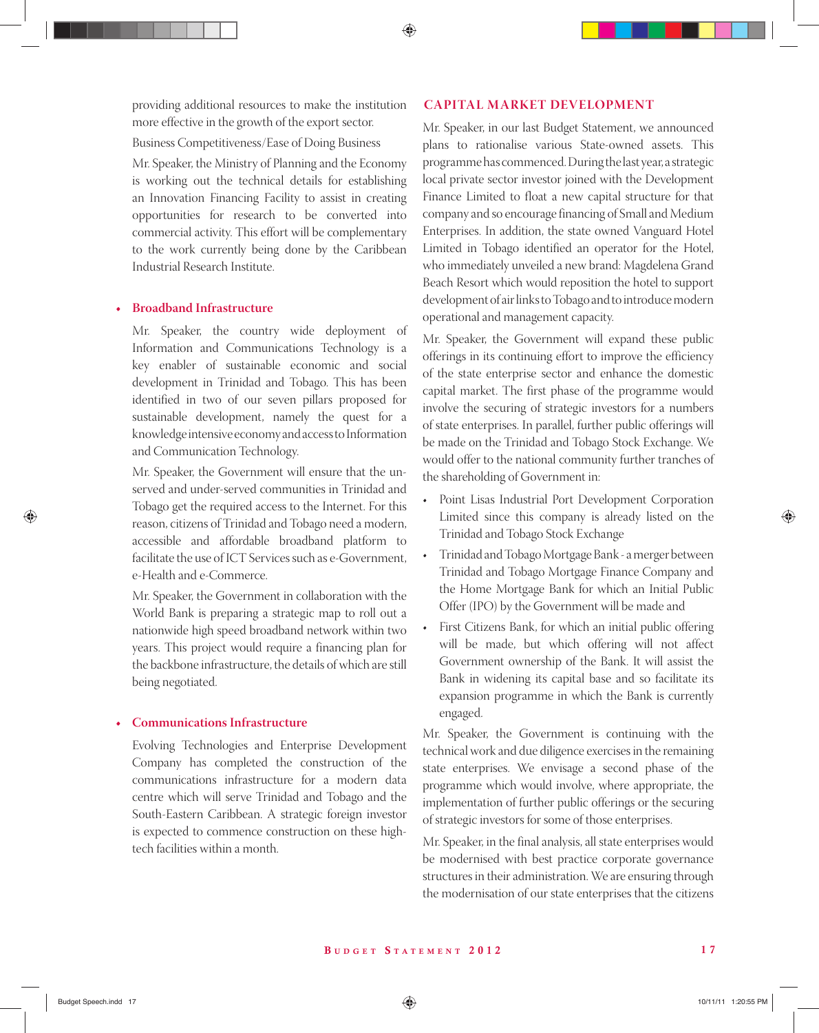providing additional resources to make the institution more effective in the growth of the export sector.

Business Competitiveness/Ease of Doing Business

Mr. Speaker, the Ministry of Planning and the Economy is working out the technical details for establishing an Innovation Financing Facility to assist in creating opportunities for research to be converted into commercial activity. This effort will be complementary to the work currently being done by the Caribbean Industrial Research Institute.

- **Broadband Infrastructure**

Mr. Speaker, the country wide deployment of Information and Communications Technology is a key enabler of sustainable economic and social development in Trinidad and Tobago. This has been identified in two of our seven pillars proposed for sustainable development, namely the quest for a knowledge intensive economy and access to Information and Communication Technology.

Mr. Speaker, the Government will ensure that the un-served and under-served communities in Trinidad and Tobago get the required access to the Internet. For this reason, citizens of Trinidad and Tobago need a modern, accessible and affordable broadband platform to facilitate the use of ICT Services such as e-Government, e-Health and e-Commerce.

Mr. Speaker, the Government in collaboration with the World Bank is preparing a strategic map to roll out a nationwide high speed broadband network within two years. This project would require a financing plan for the backbone infrastructure, the details of which are still being negotiated.

- **Communications Infrastructure**

Evolving Technologies and Enterprise Development Company has completed the construction of the communications infrastructure for a modern data centre which will serve Trinidad and Tobago and the South-Eastern Caribbean. A strategic foreign investor is expected to commence construction on these high-tech facilities within a month.

## CAPITAL MARKET DEVELOPMENT

Mr. Speaker, in our last Budget Statement, we announced plans to rationalise various State-owned assets. This programme has commenced. During the last year, a strategic local private sector investor joined with the Development Finance Limited to float a new capital structure for that company and so encourage financing of Small and Medium Enterprises. In addition, the state owned Vanguard Hotel Limited in Tobago identified an operator for the Hotel, who immediately unveiled a new brand: Magdelena Grand Beach Resort which would reposition the hotel to support development of air links to Tobago and to introduce modern operational and management capacity.

Mr. Speaker, the Government will expand these public offerings in its continuing effort to improve the efficiency of the state enterprise sector and enhance the domestic capital market. The first phase of the programme would involve the securing of strategic investors for a numbers of state enterprises. In parallel, further public offerings will be made on the Trinidad and Tobago Stock Exchange. We would offer to the national community further tranches of the shareholding of Government in:

- Point Lisas Industrial Port Development Corporation Limited since this company is already listed on the Trinidad and Tobago Stock Exchange
- Trinidad and Tobago Mortgage Bank - a merger between Trinidad and Tobago Mortgage Finance Company and the Home Mortgage Bank for which an Initial Public Offer (IPO) by the Government will be made and
- First Citizens Bank, for which an initial public offering will be made, but which offering will not affect Government ownership of the Bank. It will assist the Bank in widening its capital base and so facilitate its expansion programme in which the Bank is currently engaged.

Mr. Speaker, the Government is continuing with the technical work and due diligence exercises in the remaining state enterprises. We envisage a second phase of the programme which would involve, where appropriate, the implementation of further public offerings or the securing of strategic investors for some of those enterprises.

Mr. Speaker, in the final analysis, all state enterprises would be modernised with best practice corporate governance structures in their administration. We are ensuring through the modernisation of our state enterprises that the citizens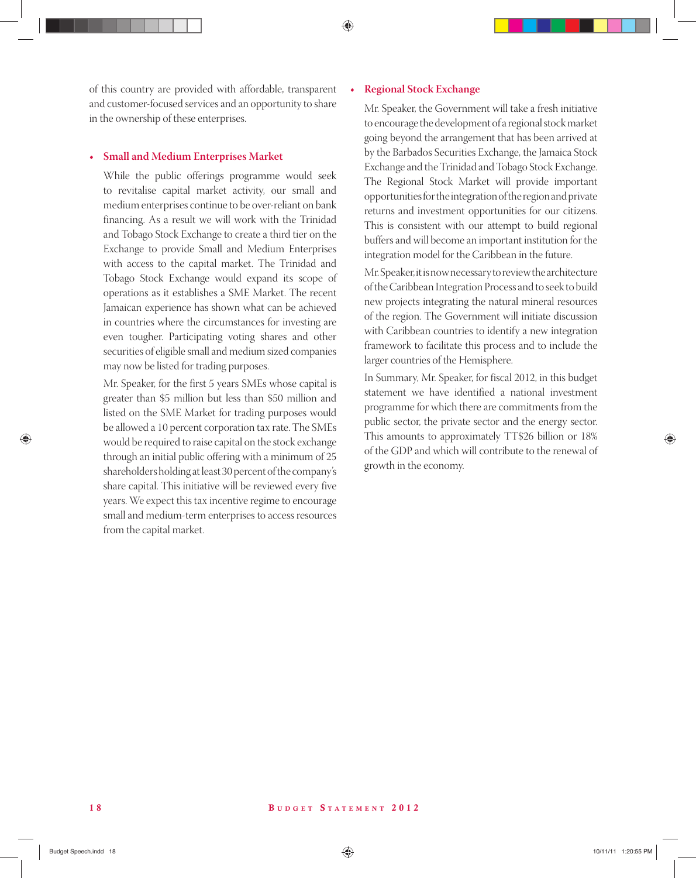of this country are provided with affordable, transparent and customer-focused services and an opportunity to share in the ownership of these enterprises.

- **Small and Medium Enterprises Market**

While the public offerings programme would seek to revitalise capital market activity, our small and medium enterprises continue to be over-reliant on bank financing. As a result we will work with the Trinidad and Tobago Stock Exchange to create a third tier on the Exchange to provide Small and Medium Enterprises with access to the capital market. The Trinidad and Tobago Stock Exchange would expand its scope of operations as it establishes a SME Market. The recent Jamaican experience has shown what can be achieved in countries where the circumstances for investing are even tougher. Participating voting shares and other securities of eligible small and medium sized companies may now be listed for trading purposes.

Mr. Speaker, for the first 5 years SMEs whose capital is greater than $5 million but less than $50 million and listed on the SME Market for trading purposes would be allowed a 10 percent corporation tax rate. The SMEs would be required to raise capital on the stock exchange through an initial public offering with a minimum of 25 shareholders holding at least 30 percent of the company's share capital. This initiative will be reviewed every five years. We expect this tax incentive regime to encourage small and medium-term enterprises to access resources from the capital market.

- **Regional Stock Exchange**

Mr. Speaker, the Government will take a fresh initiative to encourage the development of a regional stock market going beyond the arrangement that has been arrived at by the Barbados Securities Exchange, the Jamaica Stock Exchange and the Trinidad and Tobago Stock Exchange. The Regional Stock Market will provide important opportunities for the integration of the region and private returns and investment opportunities for our citizens. This is consistent with our attempt to build regional buffers and will become an important institution for the integration model for the Caribbean in the future.

Mr. Speaker, it is now necessary to review the architecture of the Caribbean Integration Process and to seek to build new projects integrating the natural mineral resources of the region. The Government will initiate discussion with Caribbean countries to identify a new integration framework to facilitate this process and to include the larger countries of the Hemisphere.

In Summary, Mr. Speaker, for fiscal 2012, in this budget statement we have identified a national investment programme for which there are commitments from the public sector, the private sector and the energy sector. This amounts to approximately TT$26 billion or 18% of the GDP and which will contribute to the renewal of growth in the economy.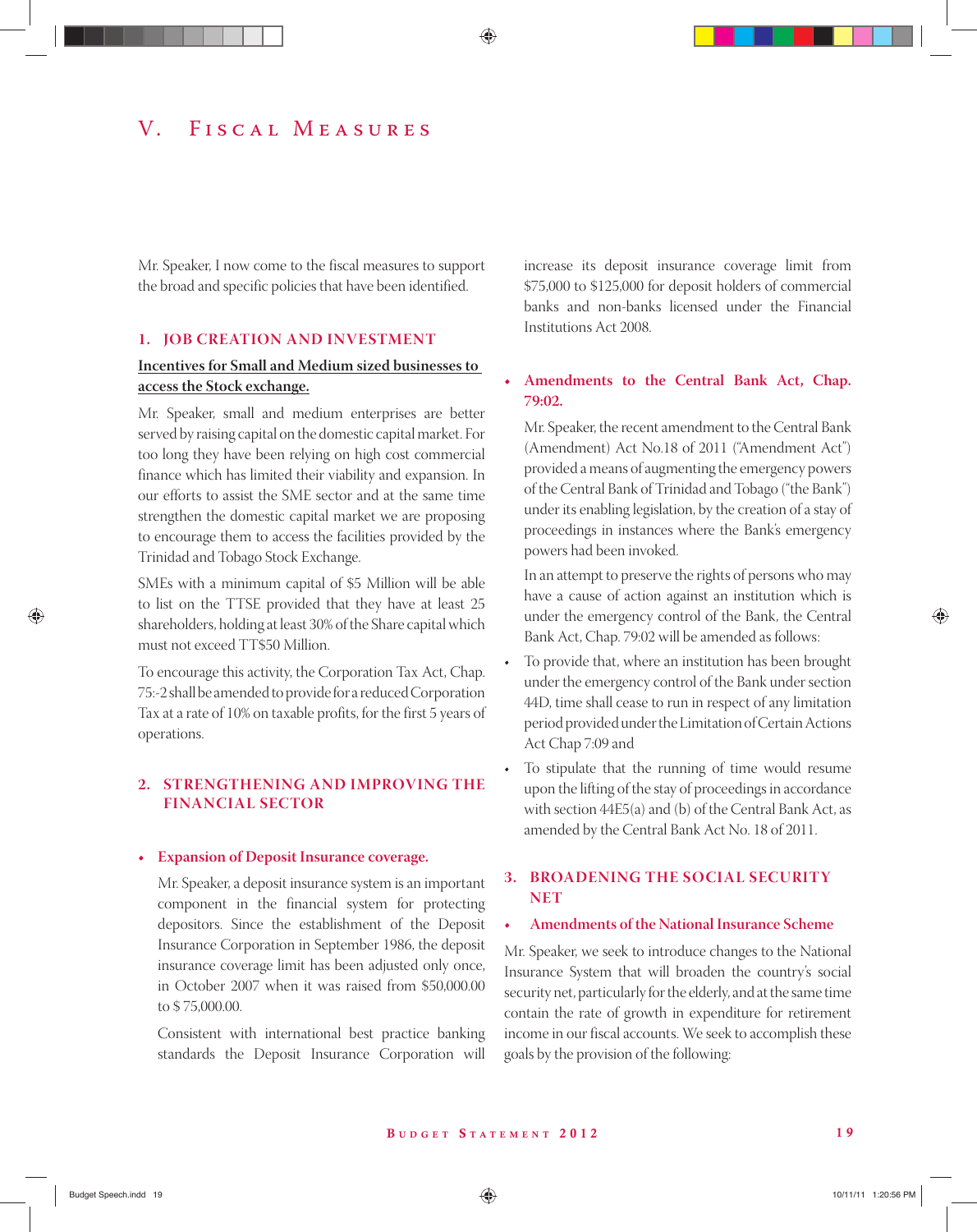# V. Fiscal Measures

Mr. Speaker, I now come to the fiscal measures to support the broad and specific policies that have been identified.

## 1. JOB CREATION AND INVESTMENT

**Incentives for Small and Medium sized businesses to access the Stock exchange.**

Mr. Speaker, small and medium enterprises are better served by raising capital on the domestic capital market. For too long they have been relying on high cost commercial finance which has limited their viability and expansion. In our efforts to assist the SME sector and at the same time strengthen the domestic capital market we are proposing to encourage them to access the facilities provided by the Trinidad and Tobago Stock Exchange.

SMEs with a minimum capital of $5 Million will be able to list on the TTSE provided that they have at least 25 shareholders, holding at least 30% of the Share capital which must not exceed TT$50 Million.

To encourage this activity, the Corporation Tax Act, Chap. 75:-2 shall be amended to provide for a reduced Corporation Tax at a rate of 10% on taxable profits, for the first 5 years of operations.

## 2. STRENGTHENING AND IMPROVING THE FINANCIAL SECTOR

- **Expansion of Deposit Insurance coverage.**

  Mr. Speaker, a deposit insurance system is an important component in the financial system for protecting depositors. Since the establishment of the Deposit Insurance Corporation in September 1986, the deposit insurance coverage limit has been adjusted only once, in October 2007 when it was raised from $50,000.00 to $ 75,000.00.

  Consistent with international best practice banking standards the Deposit Insurance Corporation will increase its deposit insurance coverage limit from $75,000 to $125,000 for deposit holders of commercial banks and non-banks licensed under the Financial Institutions Act 2008.

- **Amendments to the Central Bank Act, Chap. 79:02.**

  Mr. Speaker, the recent amendment to the Central Bank (Amendment) Act No.18 of 2011 ("Amendment Act") provided a means of augmenting the emergency powers of the Central Bank of Trinidad and Tobago ("the Bank") under its enabling legislation, by the creation of a stay of proceedings in instances where the Bank's emergency powers had been invoked.

  In an attempt to preserve the rights of persons who may have a cause of action against an institution which is under the emergency control of the Bank, the Central Bank Act, Chap. 79:02 will be amended as follows:

- To provide that, where an institution has been brought under the emergency control of the Bank under section 44D, time shall cease to run in respect of any limitation period provided under the Limitation of Certain Actions Act Chap 7:09 and
- To stipulate that the running of time would resume upon the lifting of the stay of proceedings in accordance with section 44E5(a) and (b) of the Central Bank Act, as amended by the Central Bank Act No. 18 of 2011.

## 3. BROADENING THE SOCIAL SECURITY NET

- **Amendments of the National Insurance Scheme**

Mr. Speaker, we seek to introduce changes to the National Insurance System that will broaden the country's social security net, particularly for the elderly, and at the same time contain the rate of growth in expenditure for retirement income in our fiscal accounts. We seek to accomplish these goals by the provision of the following: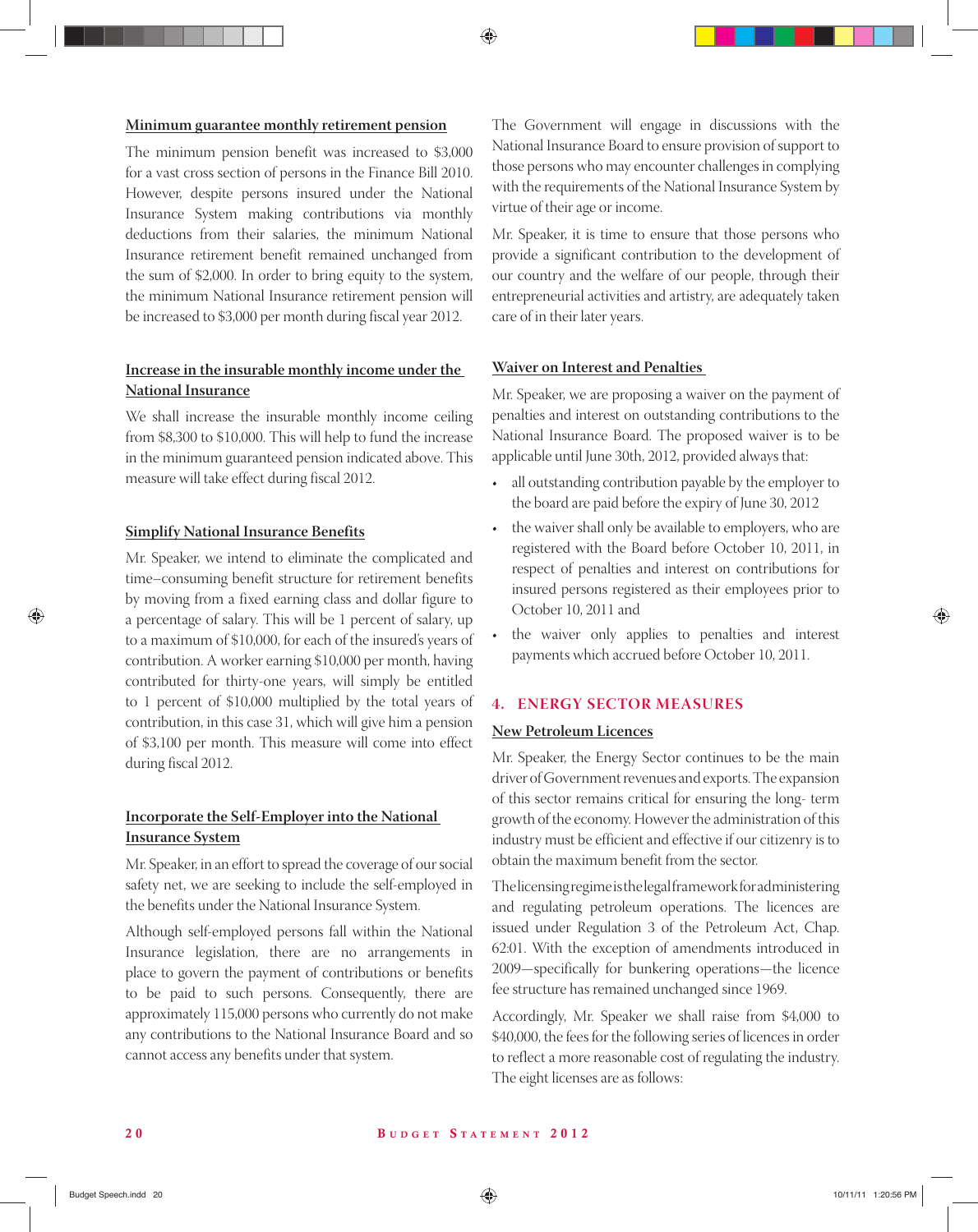### Minimum guarantee monthly retirement pension

The minimum pension benefit was increased to $3,000 for a vast cross section of persons in the Finance Bill 2010. However, despite persons insured under the National Insurance System making contributions via monthly deductions from their salaries, the minimum National Insurance retirement benefit remained unchanged from the sum of $2,000. In order to bring equity to the system, the minimum National Insurance retirement pension will be increased to $3,000 per month during fiscal year 2012.

### Increase in the insurable monthly income under the National Insurance

We shall increase the insurable monthly income ceiling from $8,300 to $10,000. This will help to fund the increase in the minimum guaranteed pension indicated above. This measure will take effect during fiscal 2012.

### Simplify National Insurance Benefits

Mr. Speaker, we intend to eliminate the complicated and time–consuming benefit structure for retirement benefits by moving from a fixed earning class and dollar figure to a percentage of salary. This will be 1 percent of salary, up to a maximum of $10,000, for each of the insured's years of contribution. A worker earning $10,000 per month, having contributed for thirty-one years, will simply be entitled to 1 percent of $10,000 multiplied by the total years of contribution, in this case 31, which will give him a pension of $3,100 per month. This measure will come into effect during fiscal 2012.

### Incorporate the Self-Employer into the National Insurance System

Mr. Speaker, in an effort to spread the coverage of our social safety net, we are seeking to include the self-employed in the benefits under the National Insurance System.

Although self-employed persons fall within the National Insurance legislation, there are no arrangements in place to govern the payment of contributions or benefits to be paid to such persons. Consequently, there are approximately 115,000 persons who currently do not make any contributions to the National Insurance Board and so cannot access any benefits under that system.

The Government will engage in discussions with the National Insurance Board to ensure provision of support to those persons who may encounter challenges in complying with the requirements of the National Insurance System by virtue of their age or income.

Mr. Speaker, it is time to ensure that those persons who provide a significant contribution to the development of our country and the welfare of our people, through their entrepreneurial activities and artistry, are adequately taken care of in their later years.

### Waiver on Interest and Penalties

Mr. Speaker, we are proposing a waiver on the payment of penalties and interest on outstanding contributions to the National Insurance Board. The proposed waiver is to be applicable until June 30th, 2012, provided always that:

- all outstanding contribution payable by the employer to the board are paid before the expiry of June 30, 2012
- the waiver shall only be available to employers, who are registered with the Board before October 10, 2011, in respect of penalties and interest on contributions for insured persons registered as their employees prior to October 10, 2011 and
- the waiver only applies to penalties and interest payments which accrued before October 10, 2011.

## 4. ENERGY SECTOR MEASURES

### New Petroleum Licences

Mr. Speaker, the Energy Sector continues to be the main driver of Government revenues and exports. The expansion of this sector remains critical for ensuring the long- term growth of the economy. However the administration of this industry must be efficient and effective if our citizenry is to obtain the maximum benefit from the sector.

The licensing regime is the legal framework for administering and regulating petroleum operations. The licences are issued under Regulation 3 of the Petroleum Act, Chap. 62:01. With the exception of amendments introduced in 2009—specifically for bunkering operations—the licence fee structure has remained unchanged since 1969.

Accordingly, Mr. Speaker we shall raise from $4,000 to $40,000, the fees for the following series of licences in order to reflect a more reasonable cost of regulating the industry. The eight licenses are as follows: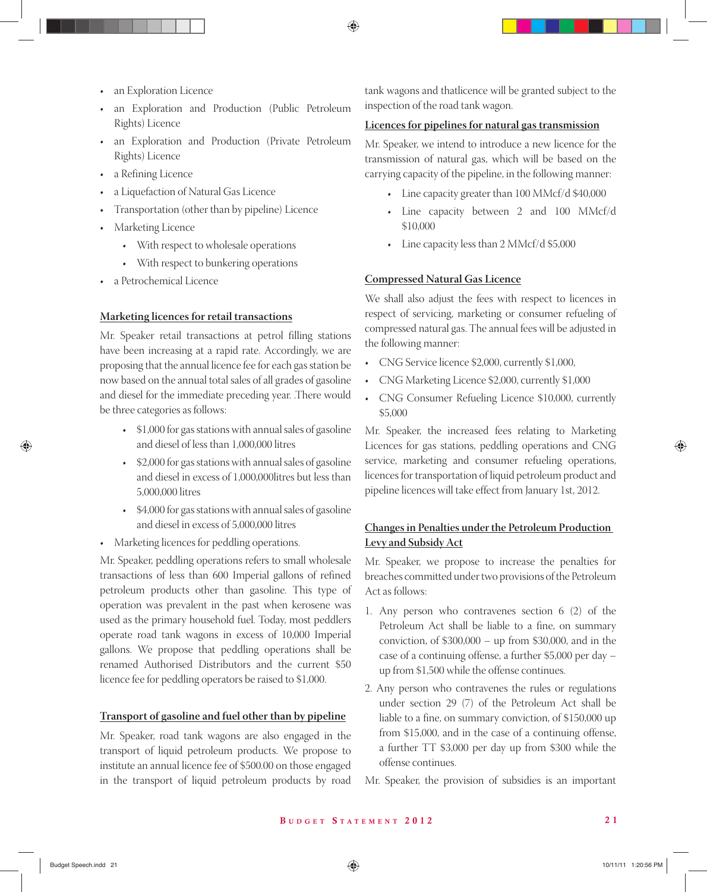- an Exploration Licence
- an Exploration and Production (Public Petroleum Rights) Licence
- an Exploration and Production (Private Petroleum Rights) Licence
- a Refining Licence
- a Liquefaction of Natural Gas Licence
- Transportation (other than by pipeline) Licence
- Marketing Licence
  - With respect to wholesale operations
  - With respect to bunkering operations
- a Petrochemical Licence

**Marketing licences for retail transactions**

Mr. Speaker retail transactions at petrol filling stations have been increasing at a rapid rate. Accordingly, we are proposing that the annual licence fee for each gas station be now based on the annual total sales of all grades of gasoline and diesel for the immediate preceding year. .There would be three categories as follows:

- $1,000 for gas stations with annual sales of gasoline and diesel of less than 1,000,000 litres
- $2,000 for gas stations with annual sales of gasoline and diesel in excess of 1,000,000litres but less than 5,000,000 litres
- $4,000 for gas stations with annual sales of gasoline and diesel in excess of 5,000,000 litres

- Marketing licences for peddling operations.

Mr. Speaker, peddling operations refers to small wholesale transactions of less than 600 Imperial gallons of refined petroleum products other than gasoline. This type of operation was prevalent in the past when kerosene was used as the primary household fuel. Today, most peddlers operate road tank wagons in excess of 10,000 Imperial gallons. We propose that peddling operations shall be renamed Authorised Distributors and the current $50 licence fee for peddling operators be raised to $1,000.

**Transport of gasoline and fuel other than by pipeline**

Mr. Speaker, road tank wagons are also engaged in the transport of liquid petroleum products. We propose to institute an annual licence fee of $500.00 on those engaged in the transport of liquid petroleum products by road tank wagons and thatlicence will be granted subject to the inspection of the road tank wagon.

**Licences for pipelines for natural gas transmission**

Mr. Speaker, we intend to introduce a new licence for the transmission of natural gas, which will be based on the carrying capacity of the pipeline, in the following manner:

- Line capacity greater than 100 MMcf/d $40,000
- Line capacity between 2 and 100 MMcf/d $10,000
- Line capacity less than 2 MMcf/d $5,000

**Compressed Natural Gas Licence**

We shall also adjust the fees with respect to licences in respect of servicing, marketing or consumer refueling of compressed natural gas. The annual fees will be adjusted in the following manner:

- CNG Service licence $2,000, currently $1,000,
- CNG Marketing Licence $2,000, currently $1,000
- CNG Consumer Refueling Licence $10,000, currently $5,000

Mr. Speaker, the increased fees relating to Marketing Licences for gas stations, peddling operations and CNG service, marketing and consumer refueling operations, licences for transportation of liquid petroleum product and pipeline licences will take effect from January 1st, 2012.

**Changes in Penalties under the Petroleum Production Levy and Subsidy Act**

Mr. Speaker, we propose to increase the penalties for breaches committed under two provisions of the Petroleum Act as follows:

1. Any person who contravenes section 6 (2) of the Petroleum Act shall be liable to a fine, on summary conviction, of $300,000 – up from $30,000, and in the case of a continuing offense, a further $5,000 per day – up from $1,500 while the offense continues.
2. Any person who contravenes the rules or regulations under section 29 (7) of the Petroleum Act shall be liable to a fine, on summary conviction, of $150,000 up from $15,000, and in the case of a continuing offense, a further TT $3,000 per day up from $300 while the offense continues.

Mr. Speaker, the provision of subsidies is an important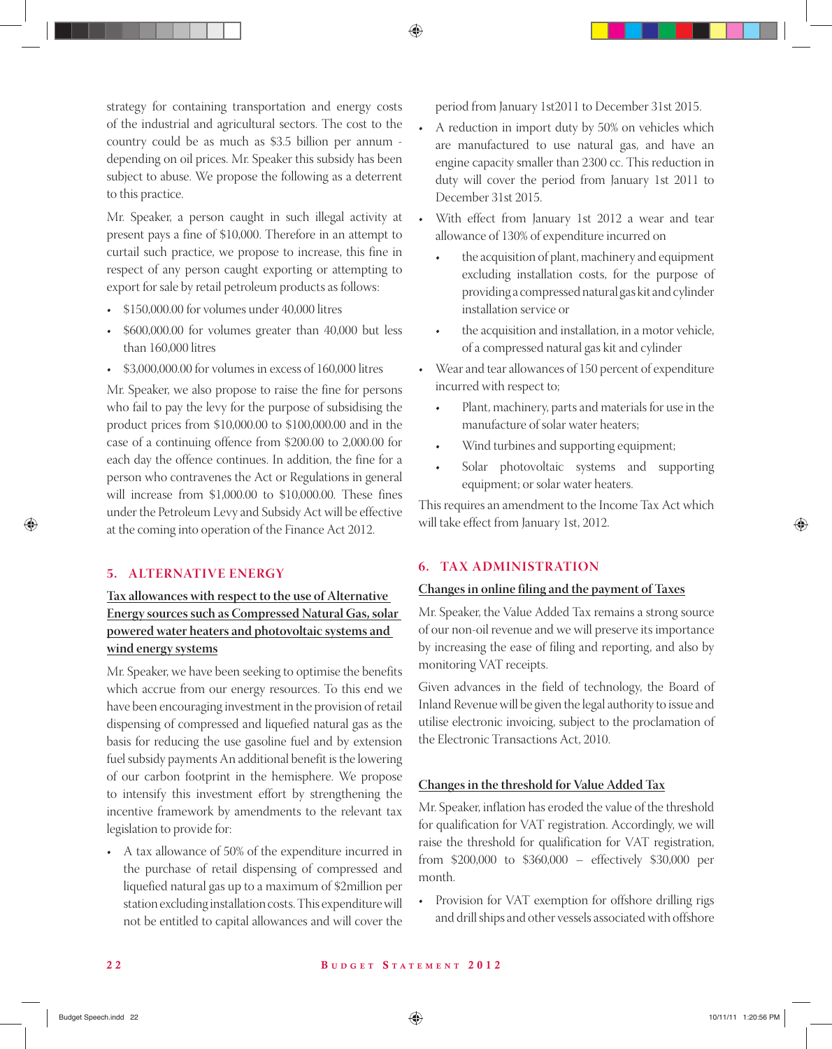strategy for containing transportation and energy costs of the industrial and agricultural sectors. The cost to the country could be as much as $3.5 billion per annum - depending on oil prices. Mr. Speaker this subsidy has been subject to abuse. We propose the following as a deterrent to this practice.

Mr. Speaker, a person caught in such illegal activity at present pays a fine of $10,000. Therefore in an attempt to curtail such practice, we propose to increase, this fine in respect of any person caught exporting or attempting to export for sale by retail petroleum products as follows:

- $150,000.00 for volumes under 40,000 litres
- $600,000.00 for volumes greater than 40,000 but less than 160,000 litres
- $3,000,000.00 for volumes in excess of 160,000 litres

Mr. Speaker, we also propose to raise the fine for persons who fail to pay the levy for the purpose of subsidising the product prices from $10,000.00 to $100,000.00 and in the case of a continuing offence from $200.00 to 2,000.00 for each day the offence continues. In addition, the fine for a person who contravenes the Act or Regulations in general will increase from $1,000.00 to $10,000.00. These fines under the Petroleum Levy and Subsidy Act will be effective at the coming into operation of the Finance Act 2012.

## 5. ALTERNATIVE ENERGY

**Tax allowances with respect to the use of Alternative Energy sources such as Compressed Natural Gas, solar powered water heaters and photovoltaic systems and wind energy systems**

Mr. Speaker, we have been seeking to optimise the benefits which accrue from our energy resources. To this end we have been encouraging investment in the provision of retail dispensing of compressed and liquefied natural gas as the basis for reducing the use gasoline fuel and by extension fuel subsidy payments An additional benefit is the lowering of our carbon footprint in the hemisphere. We propose to intensify this investment effort by strengthening the incentive framework by amendments to the relevant tax legislation to provide for:

- A tax allowance of 50% of the expenditure incurred in the purchase of retail dispensing of compressed and liquefied natural gas up to a maximum of $2million per station excluding installation costs. This expenditure will not be entitled to capital allowances and will cover the period from January 1st2011 to December 31st 2015.
- A reduction in import duty by 50% on vehicles which are manufactured to use natural gas, and have an engine capacity smaller than 2300 cc. This reduction in duty will cover the period from January 1st 2011 to December 31st 2015.
- With effect from January 1st 2012 a wear and tear allowance of 130% of expenditure incurred on
  - the acquisition of plant, machinery and equipment excluding installation costs, for the purpose of providing a compressed natural gas kit and cylinder installation service or
  - the acquisition and installation, in a motor vehicle, of a compressed natural gas kit and cylinder
- Wear and tear allowances of 150 percent of expenditure incurred with respect to;
  - Plant, machinery, parts and materials for use in the manufacture of solar water heaters;
  - Wind turbines and supporting equipment;
  - Solar photovoltaic systems and supporting equipment; or solar water heaters.

This requires an amendment to the Income Tax Act which will take effect from January 1st, 2012.

## 6. TAX ADMINISTRATION

**Changes in online filing and the payment of Taxes**

Mr. Speaker, the Value Added Tax remains a strong source of our non-oil revenue and we will preserve its importance by increasing the ease of filing and reporting, and also by monitoring VAT receipts.

Given advances in the field of technology, the Board of Inland Revenue will be given the legal authority to issue and utilise electronic invoicing, subject to the proclamation of the Electronic Transactions Act, 2010.

**Changes in the threshold for Value Added Tax**

Mr. Speaker, inflation has eroded the value of the threshold for qualification for VAT registration. Accordingly, we will raise the threshold for qualification for VAT registration, from $200,000 to $360,000 – effectively $30,000 per month.

- Provision for VAT exemption for offshore drilling rigs and drill ships and other vessels associated with offshore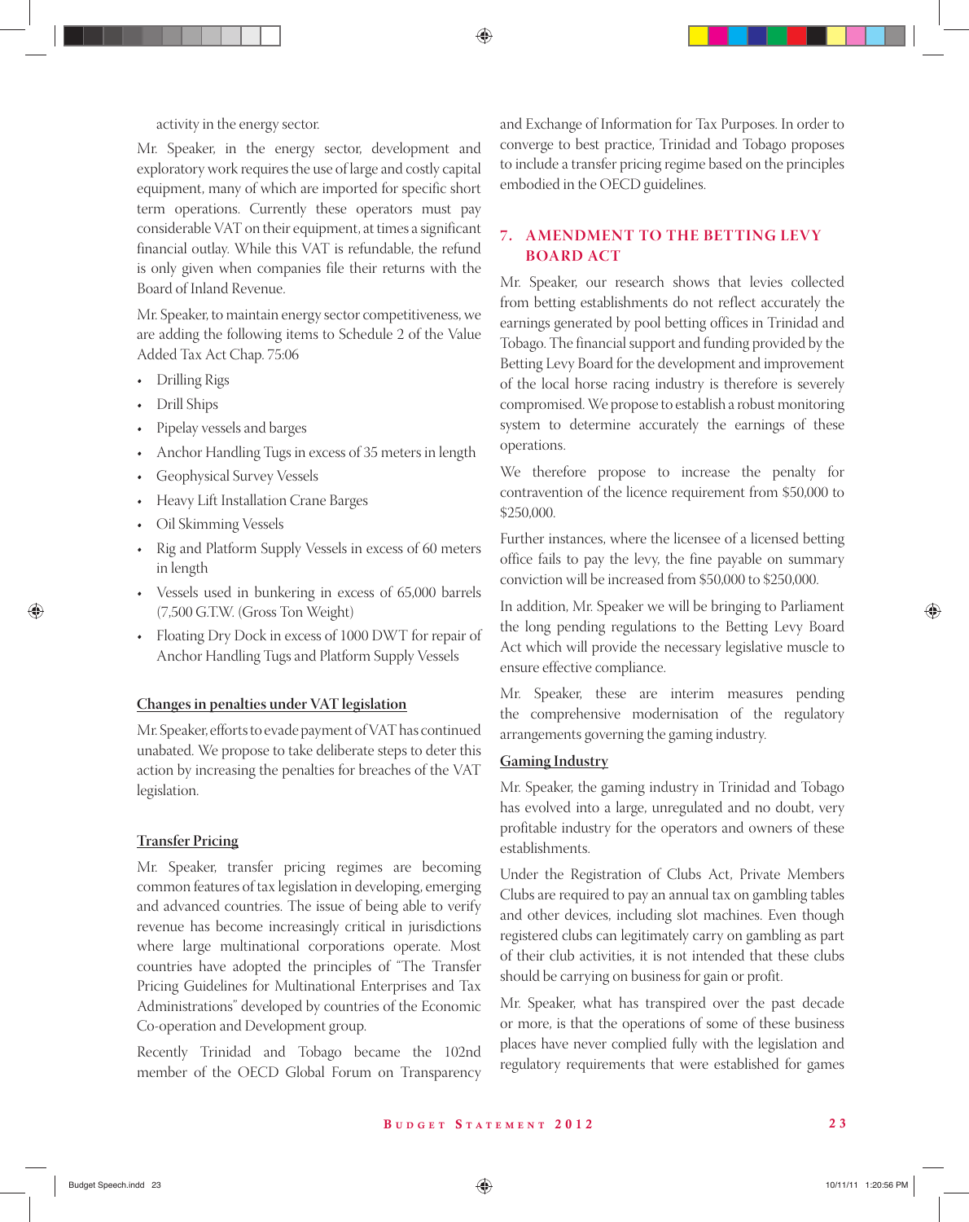activity in the energy sector.

Mr. Speaker, in the energy sector, development and exploratory work requires the use of large and costly capital equipment, many of which are imported for specific short term operations. Currently these operators must pay considerable VAT on their equipment, at times a significant financial outlay. While this VAT is refundable, the refund is only given when companies file their returns with the Board of Inland Revenue.

Mr. Speaker, to maintain energy sector competitiveness, we are adding the following items to Schedule 2 of the Value Added Tax Act Chap. 75:06

- Drilling Rigs
- Drill Ships
- Pipelay vessels and barges
- Anchor Handling Tugs in excess of 35 meters in length
- Geophysical Survey Vessels
- Heavy Lift Installation Crane Barges
- Oil Skimming Vessels
- Rig and Platform Supply Vessels in excess of 60 meters in length
- Vessels used in bunkering in excess of 65,000 barrels (7,500 G.T.W. (Gross Ton Weight)
- Floating Dry Dock in excess of 1000 DWT for repair of Anchor Handling Tugs and Platform Supply Vessels

**Changes in penalties under VAT legislation**

Mr. Speaker, efforts to evade payment of VAT has continued unabated. We propose to take deliberate steps to deter this action by increasing the penalties for breaches of the VAT legislation.

**Transfer Pricing**

Mr. Speaker, transfer pricing regimes are becoming common features of tax legislation in developing, emerging and advanced countries. The issue of being able to verify revenue has become increasingly critical in jurisdictions where large multinational corporations operate. Most countries have adopted the principles of "The Transfer Pricing Guidelines for Multinational Enterprises and Tax Administrations" developed by countries of the Economic Co-operation and Development group.

Recently Trinidad and Tobago became the 102nd member of the OECD Global Forum on Transparency and Exchange of Information for Tax Purposes. In order to converge to best practice, Trinidad and Tobago proposes to include a transfer pricing regime based on the principles embodied in the OECD guidelines.

## 7. AMENDMENT TO THE BETTING LEVY BOARD ACT

Mr. Speaker, our research shows that levies collected from betting establishments do not reflect accurately the earnings generated by pool betting offices in Trinidad and Tobago. The financial support and funding provided by the Betting Levy Board for the development and improvement of the local horse racing industry is therefore is severely compromised. We propose to establish a robust monitoring system to determine accurately the earnings of these operations.

We therefore propose to increase the penalty for contravention of the licence requirement from $50,000 to $250,000.

Further instances, where the licensee of a licensed betting office fails to pay the levy, the fine payable on summary conviction will be increased from $50,000 to $250,000.

In addition, Mr. Speaker we will be bringing to Parliament the long pending regulations to the Betting Levy Board Act which will provide the necessary legislative muscle to ensure effective compliance.

Mr. Speaker, these are interim measures pending the comprehensive modernisation of the regulatory arrangements governing the gaming industry.

**Gaming Industry**

Mr. Speaker, the gaming industry in Trinidad and Tobago has evolved into a large, unregulated and no doubt, very profitable industry for the operators and owners of these establishments.

Under the Registration of Clubs Act, Private Members Clubs are required to pay an annual tax on gambling tables and other devices, including slot machines. Even though registered clubs can legitimately carry on gambling as part of their club activities, it is not intended that these clubs should be carrying on business for gain or profit.

Mr. Speaker, what has transpired over the past decade or more, is that the operations of some of these business places have never complied fully with the legislation and regulatory requirements that were established for games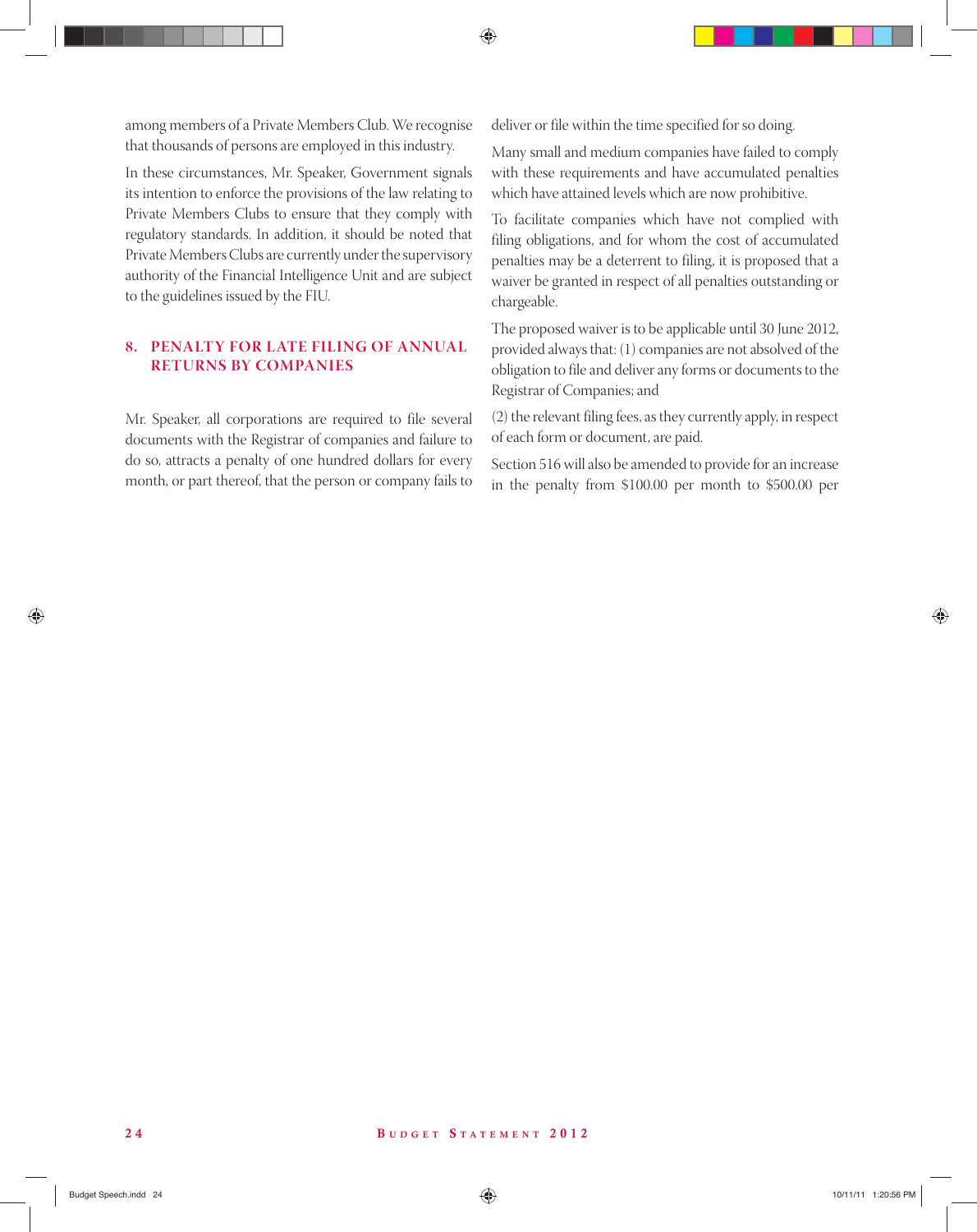among members of a Private Members Club. We recognise that thousands of persons are employed in this industry.

In these circumstances, Mr. Speaker, Government signals its intention to enforce the provisions of the law relating to Private Members Clubs to ensure that they comply with regulatory standards. In addition, it should be noted that Private Members Clubs are currently under the supervisory authority of the Financial Intelligence Unit and are subject to the guidelines issued by the FIU.

## 8. PENALTY FOR LATE FILING OF ANNUAL RETURNS BY COMPANIES

Mr. Speaker, all corporations are required to file several documents with the Registrar of companies and failure to do so, attracts a penalty of one hundred dollars for every month, or part thereof, that the person or company fails to deliver or file within the time specified for so doing.

Many small and medium companies have failed to comply with these requirements and have accumulated penalties which have attained levels which are now prohibitive.

To facilitate companies which have not complied with filing obligations, and for whom the cost of accumulated penalties may be a deterrent to filing, it is proposed that a waiver be granted in respect of all penalties outstanding or chargeable.

The proposed waiver is to be applicable until 30 June 2012, provided always that: (1) companies are not absolved of the obligation to file and deliver any forms or documents to the Registrar of Companies; and

(2) the relevant filing fees, as they currently apply, in respect of each form or document, are paid.

Section 516 will also be amended to provide for an increase in the penalty from $100.00 per month to $500.00 per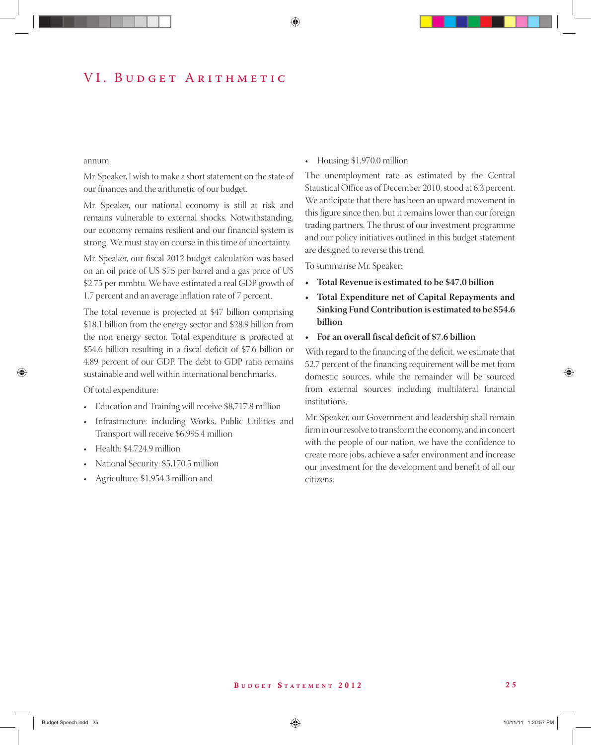# VI. Budget Arithmetic

annum.

Mr. Speaker, I wish to make a short statement on the state of our finances and the arithmetic of our budget.

Mr. Speaker, our national economy is still at risk and remains vulnerable to external shocks. Notwithstanding, our economy remains resilient and our financial system is strong. We must stay on course in this time of uncertainty.

Mr. Speaker, our fiscal 2012 budget calculation was based on an oil price of US $75 per barrel and a gas price of US $2.75 per mmbtu. We have estimated a real GDP growth of 1.7 percent and an average inflation rate of 7 percent.

The total revenue is projected at $47 billion comprising $18.1 billion from the energy sector and $28.9 billion from the non energy sector. Total expenditure is projected at $54.6 billion resulting in a fiscal deficit of $7.6 billion or 4.89 percent of our GDP. The debt to GDP ratio remains sustainable and well within international benchmarks.

Of total expenditure:

- Education and Training will receive $8,717.8 million
- Infrastructure: including Works, Public Utilities and Transport will receive $6,995.4 million
- Health: $4,724.9 million
- National Security: $5,170.5 million
- Agriculture: $1,954.3 million and
- Housing: $1,970.0 million

The unemployment rate as estimated by the Central Statistical Office as of December 2010, stood at 6.3 percent. We anticipate that there has been an upward movement in this figure since then, but it remains lower than our foreign trading partners. The thrust of our investment programme and our policy initiatives outlined in this budget statement are designed to reverse this trend.

To summarise Mr. Speaker:

- **Total Revenue is estimated to be $47.0 billion**
- **Total Expenditure net of Capital Repayments and Sinking Fund Contribution is estimated to be $54.6 billion**
- **For an overall fiscal deficit of $7.6 billion**

With regard to the financing of the deficit, we estimate that 52.7 percent of the financing requirement will be met from domestic sources, while the remainder will be sourced from external sources including multilateral financial institutions.

Mr. Speaker, our Government and leadership shall remain firm in our resolve to transform the economy, and in concert with the people of our nation, we have the confidence to create more jobs, achieve a safer environment and increase our investment for the development and benefit of all our citizens.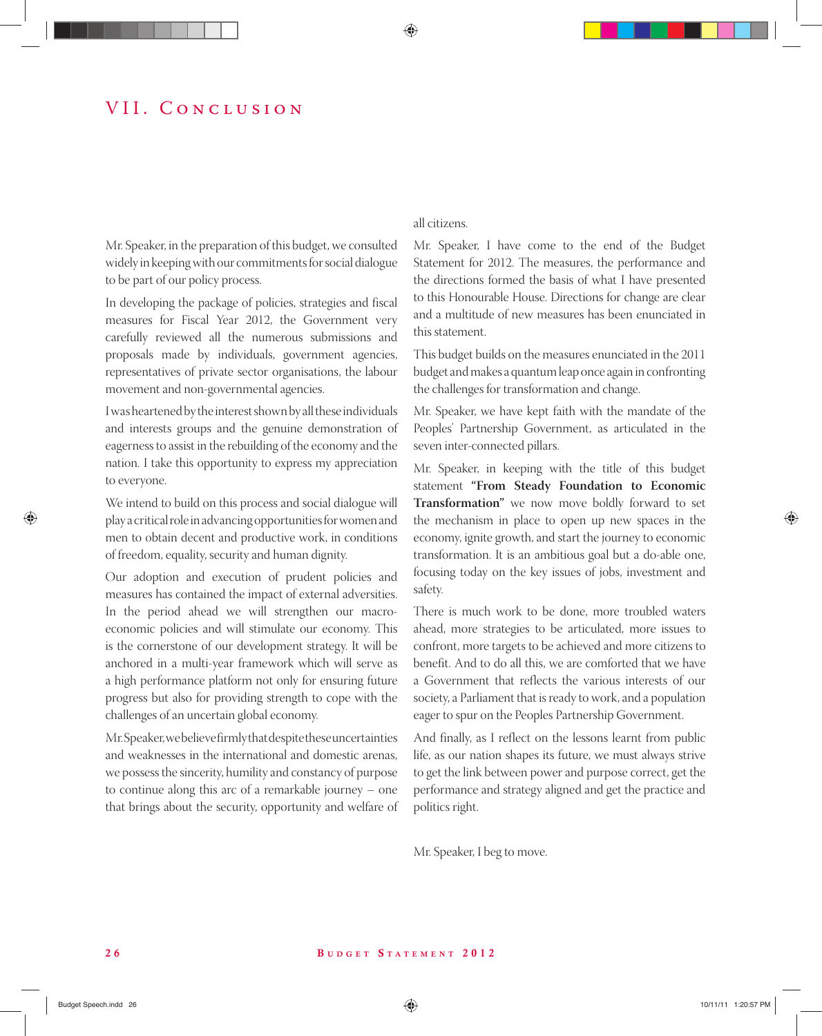# VII. Conclusion

Mr. Speaker, in the preparation of this budget, we consulted widely in keeping with our commitments for social dialogue to be part of our policy process.

In developing the package of policies, strategies and fiscal measures for Fiscal Year 2012, the Government very carefully reviewed all the numerous submissions and proposals made by individuals, government agencies, representatives of private sector organisations, the labour movement and non-governmental agencies.

I was heartened by the interest shown by all these individuals and interests groups and the genuine demonstration of eagerness to assist in the rebuilding of the economy and the nation. I take this opportunity to express my appreciation to everyone.

We intend to build on this process and social dialogue will play a critical role in advancing opportunities for women and men to obtain decent and productive work, in conditions of freedom, equality, security and human dignity.

Our adoption and execution of prudent policies and measures has contained the impact of external adversities. In the period ahead we will strengthen our macro-economic policies and will stimulate our economy. This is the cornerstone of our development strategy. It will be anchored in a multi-year framework which will serve as a high performance platform not only for ensuring future progress but also for providing strength to cope with the challenges of an uncertain global economy.

Mr. Speaker, we believe firmly that despite these uncertainties and weaknesses in the international and domestic arenas, we possess the sincerity, humility and constancy of purpose to continue along this arc of a remarkable journey – one that brings about the security, opportunity and welfare of all citizens.

Mr. Speaker, I have come to the end of the Budget Statement for 2012. The measures, the performance and the directions formed the basis of what I have presented to this Honourable House. Directions for change are clear and a multitude of new measures has been enunciated in this statement.

This budget builds on the measures enunciated in the 2011 budget and makes a quantum leap once again in confronting the challenges for transformation and change.

Mr. Speaker, we have kept faith with the mandate of the Peoples' Partnership Government, as articulated in the seven inter-connected pillars.

Mr. Speaker, in keeping with the title of this budget statement **"From Steady Foundation to Economic Transformation"** we now move boldly forward to set the mechanism in place to open up new spaces in the economy, ignite growth, and start the journey to economic transformation. It is an ambitious goal but a do-able one, focusing today on the key issues of jobs, investment and safety.

There is much work to be done, more troubled waters ahead, more strategies to be articulated, more issues to confront, more targets to be achieved and more citizens to benefit. And to do all this, we are comforted that we have a Government that reflects the various interests of our society, a Parliament that is ready to work, and a population eager to spur on the Peoples Partnership Government.

And finally, as I reflect on the lessons learnt from public life, as our nation shapes its future, we must always strive to get the link between power and purpose correct, get the performance and strategy aligned and get the practice and politics right.

Mr. Speaker, I beg to move.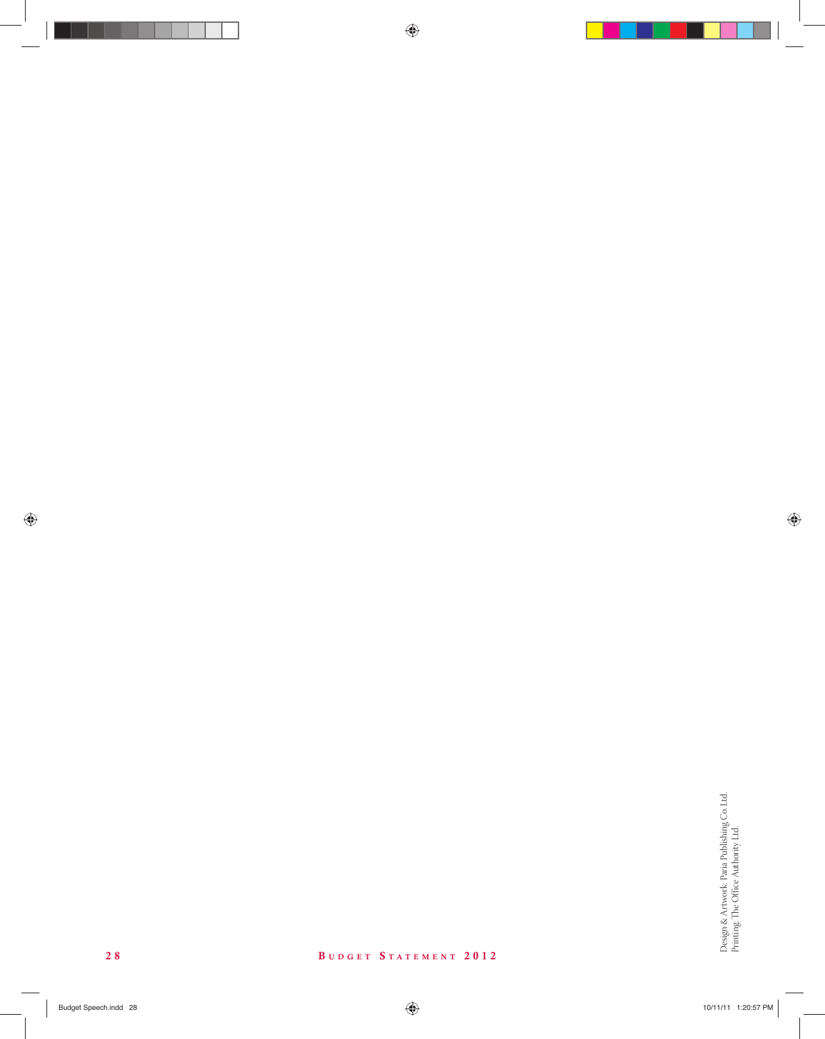Design & Artwork: Paria Publishing Co. Ltd.
Printing: The Office Authority Ltd.